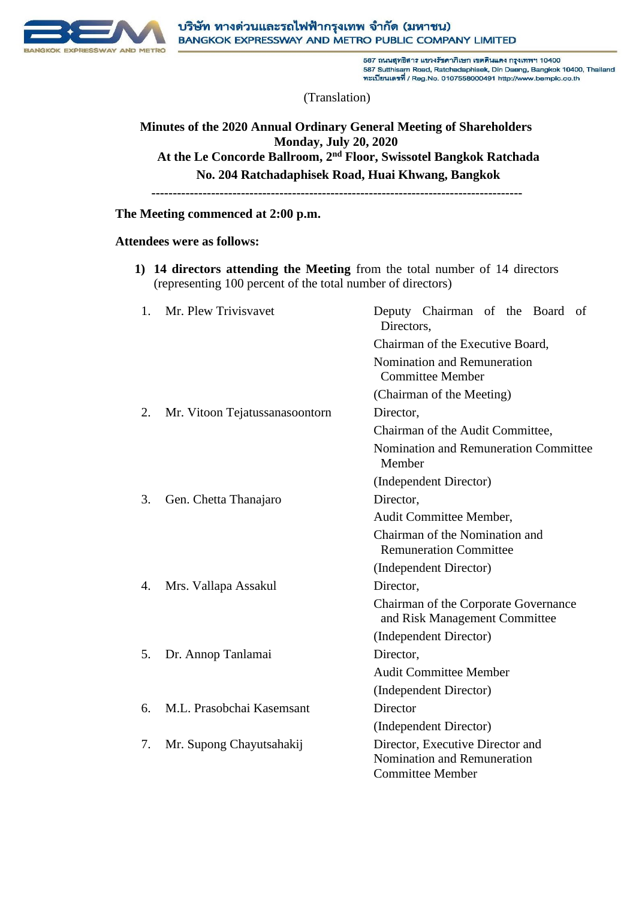บริษัท ทางด่วนและรถไฟฟ้ากรุงเทพ จำกัด (มหาชน)
BANGKOK EXPRESSWAY AND METRO PUBLIC COMPANY LIMITED

587 ถนนสุทธิสาร แขวงรัชดาภิเษก เขตดินแดง กรุงเทพฯ 10400
587 Sutthisarn Road, Ratchadaphisek, Din Daeng, Bangkok 10400, Thailand
ทะเบียนเลขที่ / Reg.No. 0107558000491 http://www.bemplc.co.th

(Translation)

**Minutes of the 2020 Annual Ordinary General Meeting of Shareholders**
**Monday, July 20, 2020**
**At the Le Concorde Ballroom, 2nd Floor, Swissotel Bangkok Ratchada**
**No. 204 Ratchadaphisek Road, Huai Khwang, Bangkok**

---

**The Meeting commenced at 2:00 p.m.**

**Attendees were as follows:**

1) **14 directors attending the Meeting** from the total number of 14 directors (representing 100 percent of the total number of directors)

| | Name | Position |
|---|---|---|
| 1. | Mr. Plew Trivisvavet | Deputy Chairman of the Board of Directors, Chairman of the Executive Board, Nomination and Remuneration Committee Member (Chairman of the Meeting) |
| 2. | Mr. Vitoon Tejatussanasoontorn | Director, Chairman of the Audit Committee, Nomination and Remuneration Committee Member (Independent Director) |
| 3. | Gen. Chetta Thanajaro | Director, Audit Committee Member, Chairman of the Nomination and Remuneration Committee (Independent Director) |
| 4. | Mrs. Vallapa Assakul | Director, Chairman of the Corporate Governance and Risk Management Committee (Independent Director) |
| 5. | Dr. Annop Tanlamai | Director, Audit Committee Member (Independent Director) |
| 6. | M.L. Prasobchai Kasemsant | Director (Independent Director) |
| 7. | Mr. Supong Chayutsahakij | Director, Executive Director and Nomination and Remuneration Committee Member |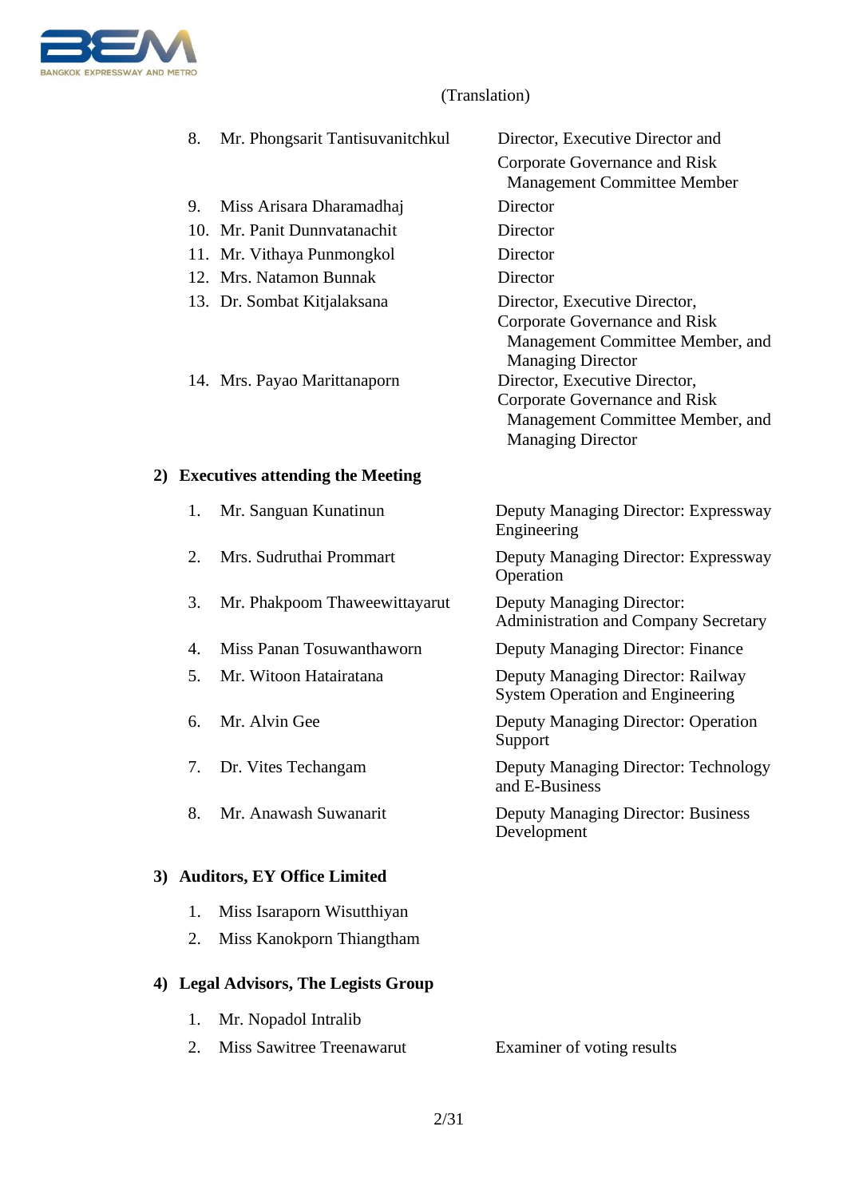(Translation)

| | | |
|---|---|---|
| 8. | Mr. Phongsarit Tantisuvanitchkul | Director, Executive Director and Corporate Governance and Risk Management Committee Member |
| 9. | Miss Arisara Dharamadhaj | Director |
| 10. | Mr. Panit Dunnvatanachit | Director |
| 11. | Mr. Vithaya Punmongkol | Director |
| 12. | Mrs. Natamon Bunnak | Director |
| 13. | Dr. Sombat Kitjalaksana | Director, Executive Director, Corporate Governance and Risk Management Committee Member, and Managing Director |
| 14. | Mrs. Payao Marittanaporn | Director, Executive Director, Corporate Governance and Risk Management Committee Member, and Managing Director |

**2) Executives attending the Meeting**

| | | |
|---|---|---|
| 1. | Mr. Sanguan Kunatinun | Deputy Managing Director: Expressway Engineering |
| 2. | Mrs. Sudruthai Prommart | Deputy Managing Director: Expressway Operation |
| 3. | Mr. Phakpoom Thaweewittayarut | Deputy Managing Director: Administration and Company Secretary |
| 4. | Miss Panan Tosuwanthaworn | Deputy Managing Director: Finance |
| 5. | Mr. Witoon Hatairatana | Deputy Managing Director: Railway System Operation and Engineering |
| 6. | Mr. Alvin Gee | Deputy Managing Director: Operation Support |
| 7. | Dr. Vites Techangam | Deputy Managing Director: Technology and E-Business |
| 8. | Mr. Anawash Suwanarit | Deputy Managing Director: Business Development |

**3) Auditors, EY Office Limited**

1. Miss Isaraporn Wisutthiyan
2. Miss Kanokporn Thiangtham

**4) Legal Advisors, The Legists Group**

| | | |
|---|---|---|
| 1. | Mr. Nopadol Intralib | |
| 2. | Miss Sawitree Treenawarut | Examiner of voting results |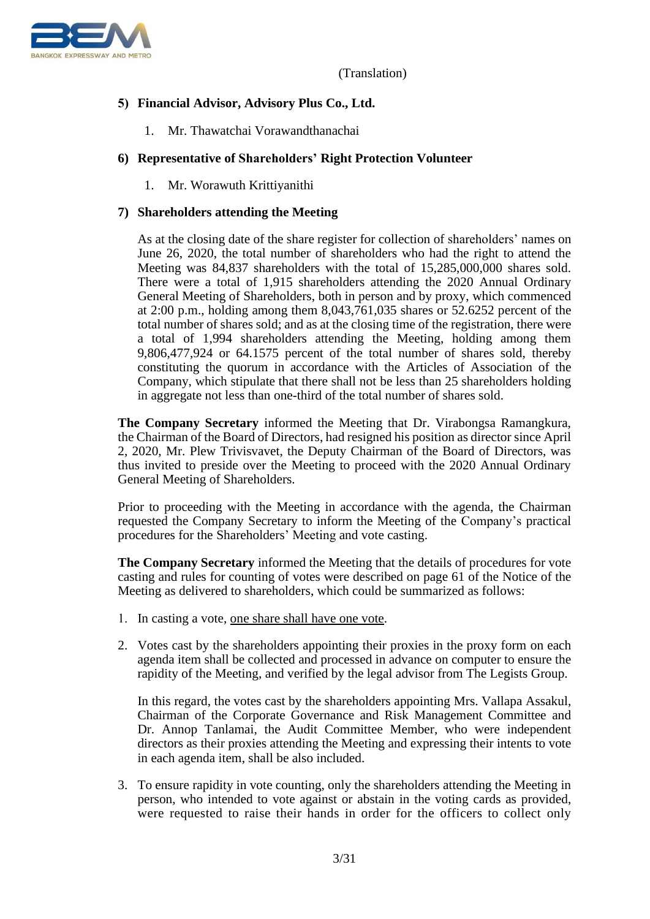(Translation)

**5) Financial Advisor, Advisory Plus Co., Ltd.**

1. Mr. Thawatchai Vorawandthanachai

**6) Representative of Shareholders' Right Protection Volunteer**

1. Mr. Worawuth Krittiyanithi

**7) Shareholders attending the Meeting**

As at the closing date of the share register for collection of shareholders' names on June 26, 2020, the total number of shareholders who had the right to attend the Meeting was 84,837 shareholders with the total of 15,285,000,000 shares sold. There were a total of 1,915 shareholders attending the 2020 Annual Ordinary General Meeting of Shareholders, both in person and by proxy, which commenced at 2:00 p.m., holding among them 8,043,761,035 shares or 52.6252 percent of the total number of shares sold; and as at the closing time of the registration, there were a total of 1,994 shareholders attending the Meeting, holding among them 9,806,477,924 or 64.1575 percent of the total number of shares sold, thereby constituting the quorum in accordance with the Articles of Association of the Company, which stipulate that there shall not be less than 25 shareholders holding in aggregate not less than one-third of the total number of shares sold.

**The Company Secretary** informed the Meeting that Dr. Virabongsa Ramangkura, the Chairman of the Board of Directors, had resigned his position as director since April 2, 2020, Mr. Plew Trivisvavet, the Deputy Chairman of the Board of Directors, was thus invited to preside over the Meeting to proceed with the 2020 Annual Ordinary General Meeting of Shareholders.

Prior to proceeding with the Meeting in accordance with the agenda, the Chairman requested the Company Secretary to inform the Meeting of the Company's practical procedures for the Shareholders' Meeting and vote casting.

**The Company Secretary** informed the Meeting that the details of procedures for vote casting and rules for counting of votes were described on page 61 of the Notice of the Meeting as delivered to shareholders, which could be summarized as follows:

1. In casting a vote, <u>one share shall have one vote</u>.

2. Votes cast by the shareholders appointing their proxies in the proxy form on each agenda item shall be collected and processed in advance on computer to ensure the rapidity of the Meeting, and verified by the legal advisor from The Legists Group.

   In this regard, the votes cast by the shareholders appointing Mrs. Vallapa Assakul, Chairman of the Corporate Governance and Risk Management Committee and Dr. Annop Tanlamai, the Audit Committee Member, who were independent directors as their proxies attending the Meeting and expressing their intents to vote in each agenda item, shall be also included.

3. To ensure rapidity in vote counting, only the shareholders attending the Meeting in person, who intended to vote against or abstain in the voting cards as provided, were requested to raise their hands in order for the officers to collect only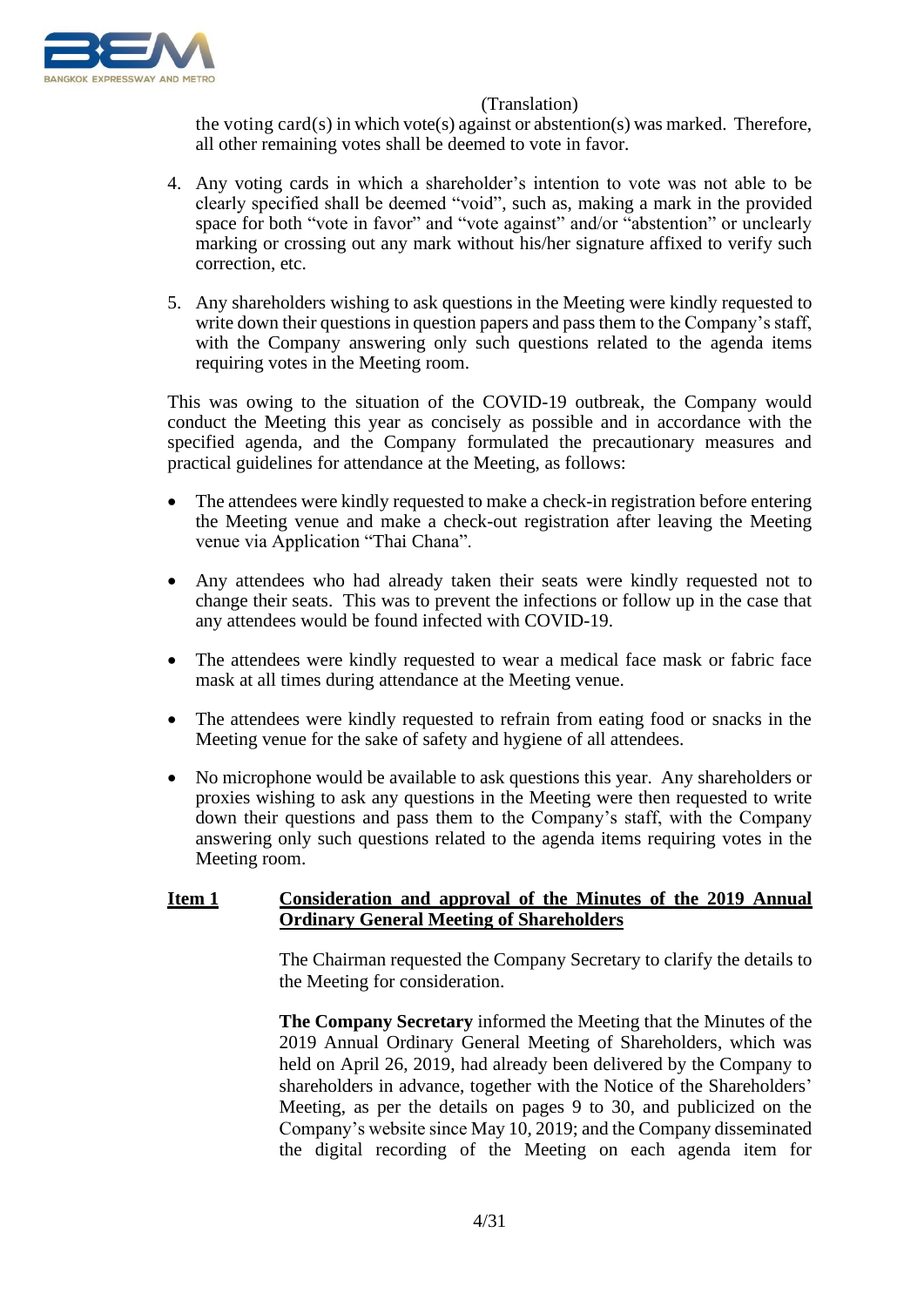(Translation)

the voting card(s) in which vote(s) against or abstention(s) was marked. Therefore, all other remaining votes shall be deemed to vote in favor.

4. Any voting cards in which a shareholder's intention to vote was not able to be clearly specified shall be deemed "void", such as, making a mark in the provided space for both "vote in favor" and "vote against" and/or "abstention" or unclearly marking or crossing out any mark without his/her signature affixed to verify such correction, etc.

5. Any shareholders wishing to ask questions in the Meeting were kindly requested to write down their questions in question papers and pass them to the Company's staff, with the Company answering only such questions related to the agenda items requiring votes in the Meeting room.

This was owing to the situation of the COVID-19 outbreak, the Company would conduct the Meeting this year as concisely as possible and in accordance with the specified agenda, and the Company formulated the precautionary measures and practical guidelines for attendance at the Meeting, as follows:

- The attendees were kindly requested to make a check-in registration before entering the Meeting venue and make a check-out registration after leaving the Meeting venue via Application "Thai Chana".
- Any attendees who had already taken their seats were kindly requested not to change their seats. This was to prevent the infections or follow up in the case that any attendees would be found infected with COVID-19.
- The attendees were kindly requested to wear a medical face mask or fabric face mask at all times during attendance at the Meeting venue.
- The attendees were kindly requested to refrain from eating food or snacks in the Meeting venue for the sake of safety and hygiene of all attendees.
- No microphone would be available to ask questions this year. Any shareholders or proxies wishing to ask any questions in the Meeting were then requested to write down their questions and pass them to the Company's staff, with the Company answering only such questions related to the agenda items requiring votes in the Meeting room.

**Item 1 Consideration and approval of the Minutes of the 2019 Annual Ordinary General Meeting of Shareholders**

The Chairman requested the Company Secretary to clarify the details to the Meeting for consideration.

**The Company Secretary** informed the Meeting that the Minutes of the 2019 Annual Ordinary General Meeting of Shareholders, which was held on April 26, 2019, had already been delivered by the Company to shareholders in advance, together with the Notice of the Shareholders' Meeting, as per the details on pages 9 to 30, and publicized on the Company's website since May 10, 2019; and the Company disseminated the digital recording of the Meeting on each agenda item for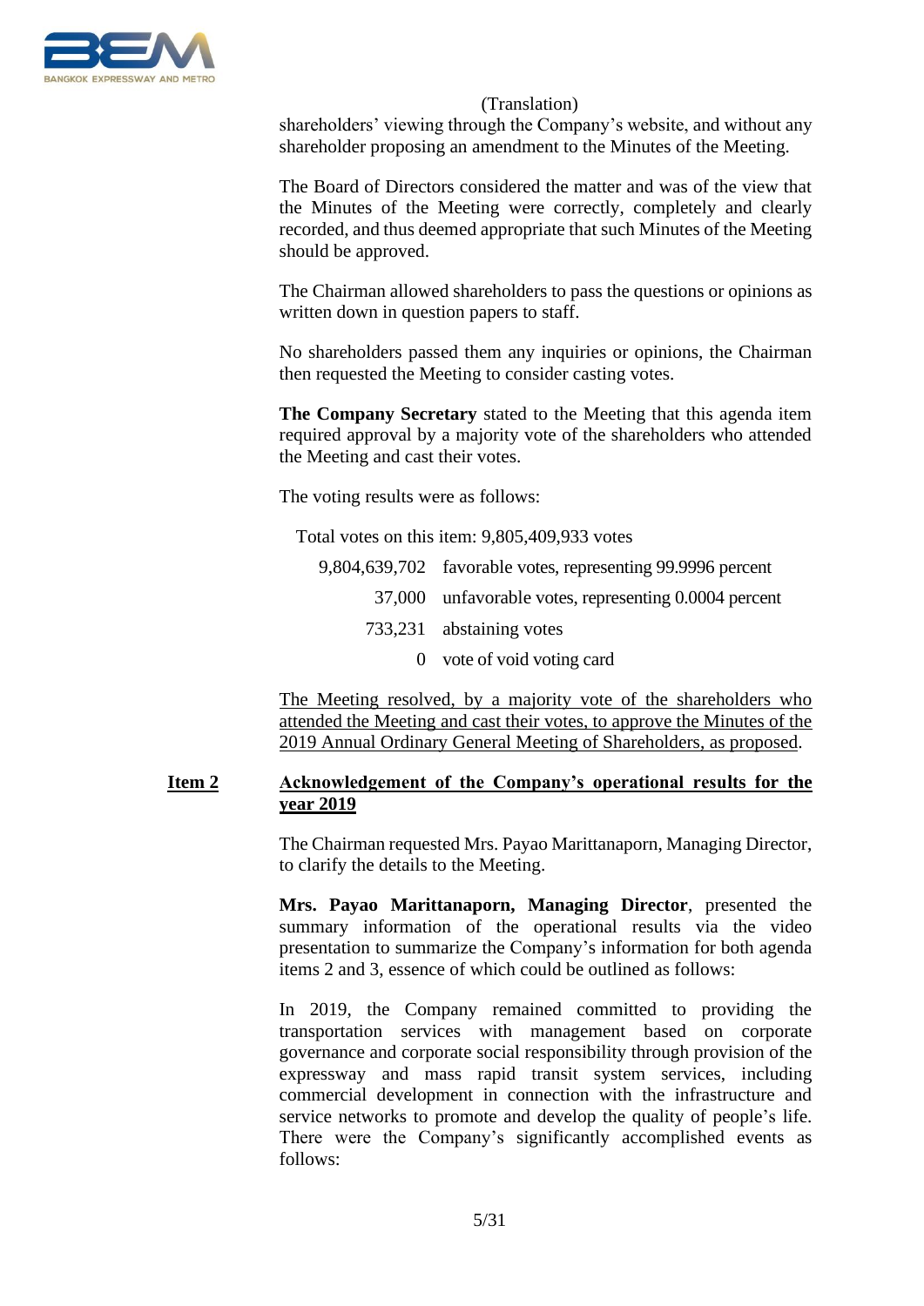(Translation)

shareholders' viewing through the Company's website, and without any shareholder proposing an amendment to the Minutes of the Meeting.

The Board of Directors considered the matter and was of the view that the Minutes of the Meeting were correctly, completely and clearly recorded, and thus deemed appropriate that such Minutes of the Meeting should be approved.

The Chairman allowed shareholders to pass the questions or opinions as written down in question papers to staff.

No shareholders passed them any inquiries or opinions, the Chairman then requested the Meeting to consider casting votes.

**The Company Secretary** stated to the Meeting that this agenda item required approval by a majority vote of the shareholders who attended the Meeting and cast their votes.

The voting results were as follows:

Total votes on this item: 9,805,409,933 votes

| | |
|---:|---|
| 9,804,639,702 | favorable votes, representing 99.9996 percent |
| 37,000 | unfavorable votes, representing 0.0004 percent |
| 733,231 | abstaining votes |
| 0 | vote of void voting card |

<u>The Meeting resolved, by a majority vote of the shareholders who attended the Meeting and cast their votes, to approve the Minutes of the 2019 Annual Ordinary General Meeting of Shareholders, as proposed</u>.

**<u>Item 2</u>** **<u>Acknowledgement of the Company's operational results for the year 2019</u>**

The Chairman requested Mrs. Payao Marittanaporn, Managing Director, to clarify the details to the Meeting.

**Mrs. Payao Marittanaporn, Managing Director**, presented the summary information of the operational results via the video presentation to summarize the Company's information for both agenda items 2 and 3, essence of which could be outlined as follows:

In 2019, the Company remained committed to providing the transportation services with management based on corporate governance and corporate social responsibility through provision of the expressway and mass rapid transit system services, including commercial development in connection with the infrastructure and service networks to promote and develop the quality of people's life. There were the Company's significantly accomplished events as follows: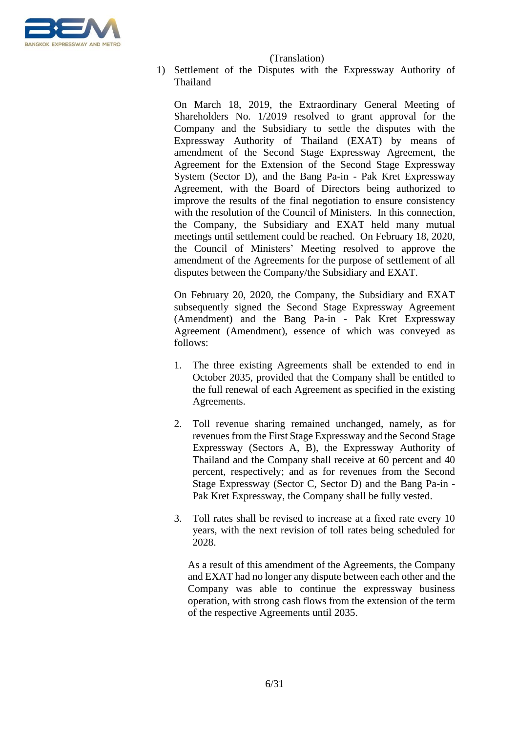(Translation)

1) Settlement of the Disputes with the Expressway Authority of Thailand

On March 18, 2019, the Extraordinary General Meeting of Shareholders No. 1/2019 resolved to grant approval for the Company and the Subsidiary to settle the disputes with the Expressway Authority of Thailand (EXAT) by means of amendment of the Second Stage Expressway Agreement, the Agreement for the Extension of the Second Stage Expressway System (Sector D), and the Bang Pa-in - Pak Kret Expressway Agreement, with the Board of Directors being authorized to improve the results of the final negotiation to ensure consistency with the resolution of the Council of Ministers. In this connection, the Company, the Subsidiary and EXAT held many mutual meetings until settlement could be reached. On February 18, 2020, the Council of Ministers' Meeting resolved to approve the amendment of the Agreements for the purpose of settlement of all disputes between the Company/the Subsidiary and EXAT.

On February 20, 2020, the Company, the Subsidiary and EXAT subsequently signed the Second Stage Expressway Agreement (Amendment) and the Bang Pa-in - Pak Kret Expressway Agreement (Amendment), essence of which was conveyed as follows:

1. The three existing Agreements shall be extended to end in October 2035, provided that the Company shall be entitled to the full renewal of each Agreement as specified in the existing Agreements.

2. Toll revenue sharing remained unchanged, namely, as for revenues from the First Stage Expressway and the Second Stage Expressway (Sectors A, B), the Expressway Authority of Thailand and the Company shall receive at 60 percent and 40 percent, respectively; and as for revenues from the Second Stage Expressway (Sector C, Sector D) and the Bang Pa-in - Pak Kret Expressway, the Company shall be fully vested.

3. Toll rates shall be revised to increase at a fixed rate every 10 years, with the next revision of toll rates being scheduled for 2028.

As a result of this amendment of the Agreements, the Company and EXAT had no longer any dispute between each other and the Company was able to continue the expressway business operation, with strong cash flows from the extension of the term of the respective Agreements until 2035.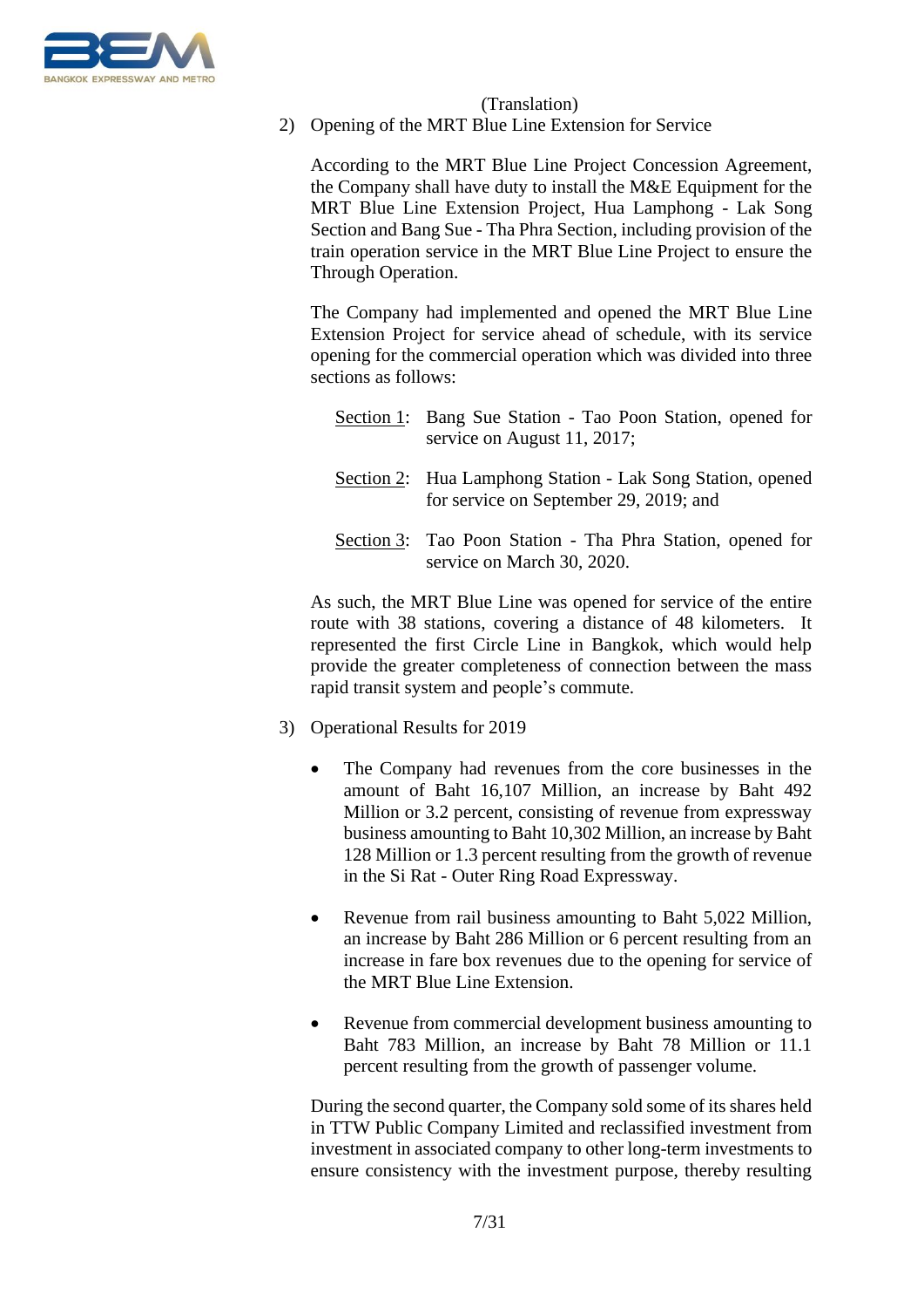(Translation)

2) Opening of the MRT Blue Line Extension for Service

According to the MRT Blue Line Project Concession Agreement, the Company shall have duty to install the M&E Equipment for the MRT Blue Line Extension Project, Hua Lamphong - Lak Song Section and Bang Sue - Tha Phra Section, including provision of the train operation service in the MRT Blue Line Project to ensure the Through Operation.

The Company had implemented and opened the MRT Blue Line Extension Project for service ahead of schedule, with its service opening for the commercial operation which was divided into three sections as follows:

<u>Section 1</u>: Bang Sue Station - Tao Poon Station, opened for service on August 11, 2017;

<u>Section 2</u>: Hua Lamphong Station - Lak Song Station, opened for service on September 29, 2019; and

<u>Section 3</u>: Tao Poon Station - Tha Phra Station, opened for service on March 30, 2020.

As such, the MRT Blue Line was opened for service of the entire route with 38 stations, covering a distance of 48 kilometers. It represented the first Circle Line in Bangkok, which would help provide the greater completeness of connection between the mass rapid transit system and people's commute.

3) Operational Results for 2019

- The Company had revenues from the core businesses in the amount of Baht 16,107 Million, an increase by Baht 492 Million or 3.2 percent, consisting of revenue from expressway business amounting to Baht 10,302 Million, an increase by Baht 128 Million or 1.3 percent resulting from the growth of revenue in the Si Rat - Outer Ring Road Expressway.

- Revenue from rail business amounting to Baht 5,022 Million, an increase by Baht 286 Million or 6 percent resulting from an increase in fare box revenues due to the opening for service of the MRT Blue Line Extension.

- Revenue from commercial development business amounting to Baht 783 Million, an increase by Baht 78 Million or 11.1 percent resulting from the growth of passenger volume.

During the second quarter, the Company sold some of its shares held in TTW Public Company Limited and reclassified investment from investment in associated company to other long-term investments to ensure consistency with the investment purpose, thereby resulting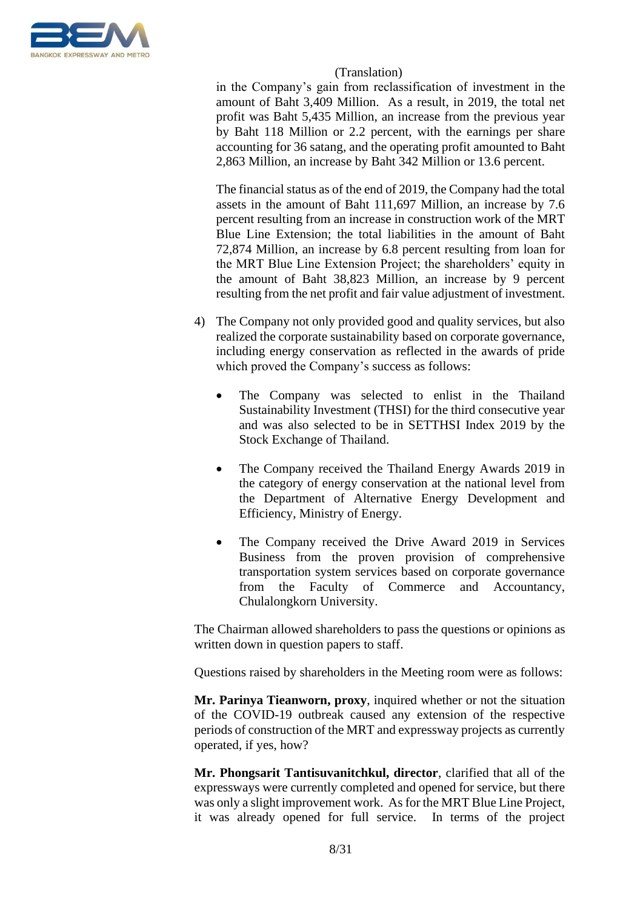(Translation)

in the Company's gain from reclassification of investment in the amount of Baht 3,409 Million. As a result, in 2019, the total net profit was Baht 5,435 Million, an increase from the previous year by Baht 118 Million or 2.2 percent, with the earnings per share accounting for 36 satang, and the operating profit amounted to Baht 2,863 Million, an increase by Baht 342 Million or 13.6 percent.

The financial status as of the end of 2019, the Company had the total assets in the amount of Baht 111,697 Million, an increase by 7.6 percent resulting from an increase in construction work of the MRT Blue Line Extension; the total liabilities in the amount of Baht 72,874 Million, an increase by 6.8 percent resulting from loan for the MRT Blue Line Extension Project; the shareholders' equity in the amount of Baht 38,823 Million, an increase by 9 percent resulting from the net profit and fair value adjustment of investment.

4) The Company not only provided good and quality services, but also realized the corporate sustainability based on corporate governance, including energy conservation as reflected in the awards of pride which proved the Company's success as follows:

- The Company was selected to enlist in the Thailand Sustainability Investment (THSI) for the third consecutive year and was also selected to be in SETTHSI Index 2019 by the Stock Exchange of Thailand.

- The Company received the Thailand Energy Awards 2019 in the category of energy conservation at the national level from the Department of Alternative Energy Development and Efficiency, Ministry of Energy.

- The Company received the Drive Award 2019 in Services Business from the proven provision of comprehensive transportation system services based on corporate governance from the Faculty of Commerce and Accountancy, Chulalongkorn University.

The Chairman allowed shareholders to pass the questions or opinions as written down in question papers to staff.

Questions raised by shareholders in the Meeting room were as follows:

**Mr. Parinya Tieanworn, proxy**, inquired whether or not the situation of the COVID-19 outbreak caused any extension of the respective periods of construction of the MRT and expressway projects as currently operated, if yes, how?

**Mr. Phongsarit Tantisuvanitchkul, director**, clarified that all of the expressways were currently completed and opened for service, but there was only a slight improvement work. As for the MRT Blue Line Project, it was already opened for full service. In terms of the project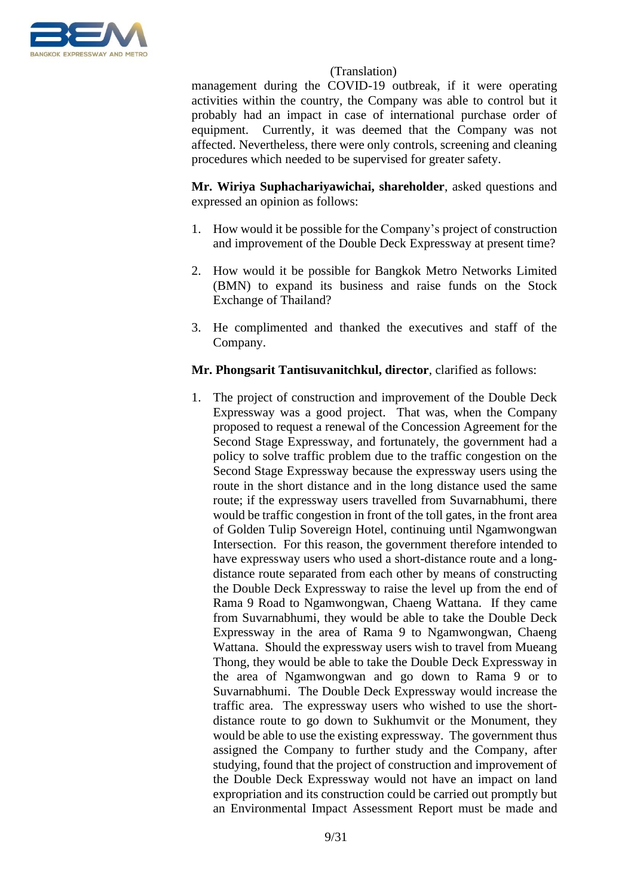management during the COVID-19 outbreak, if it were operating activities within the country, the Company was able to control but it probably had an impact in case of international purchase order of equipment. Currently, it was deemed that the Company was not affected. Nevertheless, there were only controls, screening and cleaning procedures which needed to be supervised for greater safety.

**Mr. Wiriya Suphachariyawichai, shareholder**, asked questions and expressed an opinion as follows:

1. How would it be possible for the Company's project of construction and improvement of the Double Deck Expressway at present time?
2. How would it be possible for Bangkok Metro Networks Limited (BMN) to expand its business and raise funds on the Stock Exchange of Thailand?
3. He complimented and thanked the executives and staff of the Company.

**Mr. Phongsarit Tantisuvanitchkul, director**, clarified as follows:

1. The project of construction and improvement of the Double Deck Expressway was a good project. That was, when the Company proposed to request a renewal of the Concession Agreement for the Second Stage Expressway, and fortunately, the government had a policy to solve traffic problem due to the traffic congestion on the Second Stage Expressway because the expressway users using the route in the short distance and in the long distance used the same route; if the expressway users travelled from Suvarnabhumi, there would be traffic congestion in front of the toll gates, in the front area of Golden Tulip Sovereign Hotel, continuing until Ngamwongwan Intersection. For this reason, the government therefore intended to have expressway users who used a short-distance route and a long-distance route separated from each other by means of constructing the Double Deck Expressway to raise the level up from the end of Rama 9 Road to Ngamwongwan, Chaeng Wattana. If they came from Suvarnabhumi, they would be able to take the Double Deck Expressway in the area of Rama 9 to Ngamwongwan, Chaeng Wattana. Should the expressway users wish to travel from Mueang Thong, they would be able to take the Double Deck Expressway in the area of Ngamwongwan and go down to Rama 9 or to Suvarnabhumi. The Double Deck Expressway would increase the traffic area. The expressway users who wished to use the short-distance route to go down to Sukhumvit or the Monument, they would be able to use the existing expressway. The government thus assigned the Company to further study and the Company, after studying, found that the project of construction and improvement of the Double Deck Expressway would not have an impact on land expropriation and its construction could be carried out promptly but an Environmental Impact Assessment Report must be made and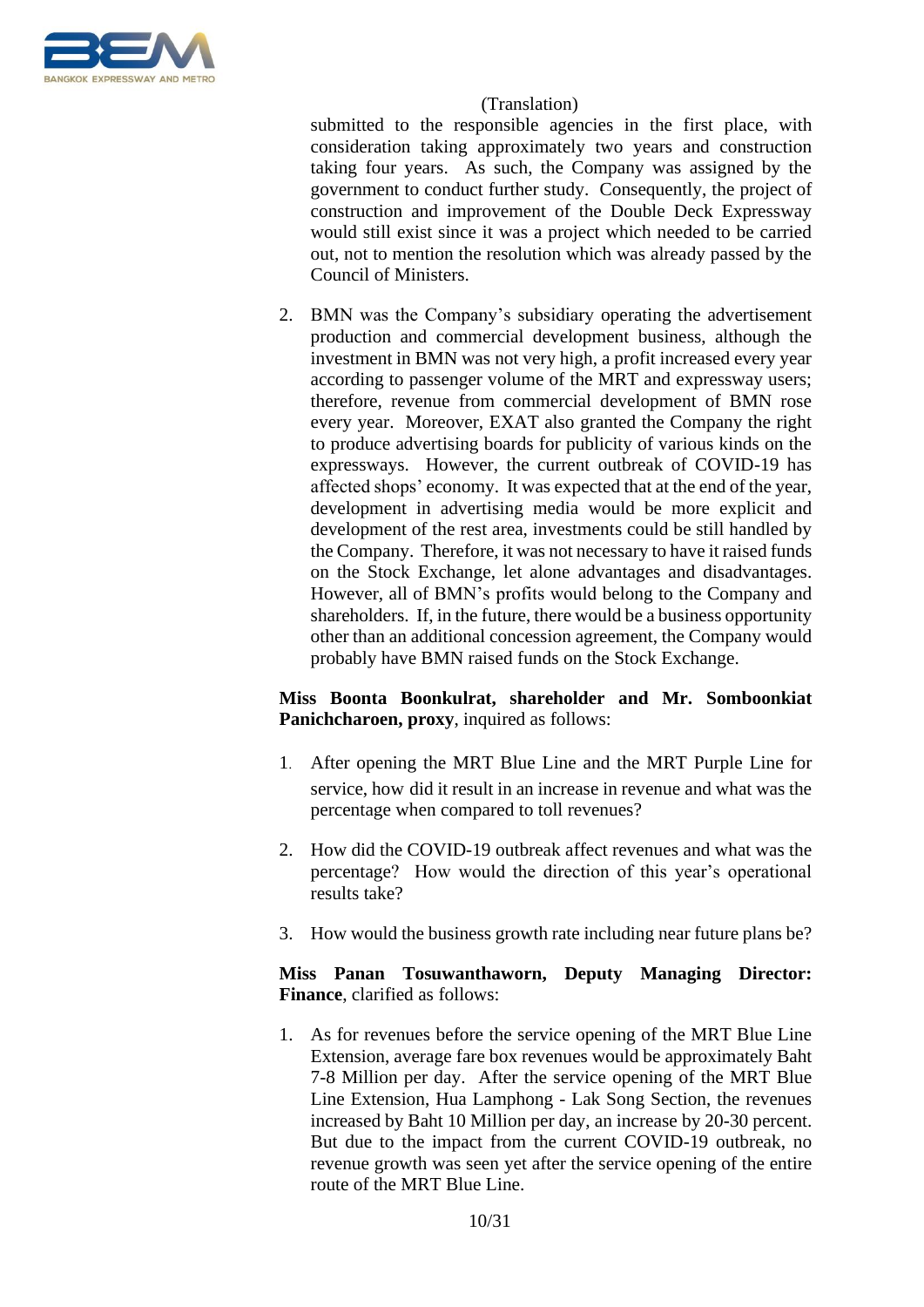(Translation)

submitted to the responsible agencies in the first place, with consideration taking approximately two years and construction taking four years. As such, the Company was assigned by the government to conduct further study. Consequently, the project of construction and improvement of the Double Deck Expressway would still exist since it was a project which needed to be carried out, not to mention the resolution which was already passed by the Council of Ministers.

2. BMN was the Company's subsidiary operating the advertisement production and commercial development business, although the investment in BMN was not very high, a profit increased every year according to passenger volume of the MRT and expressway users; therefore, revenue from commercial development of BMN rose every year. Moreover, EXAT also granted the Company the right to produce advertising boards for publicity of various kinds on the expressways. However, the current outbreak of COVID-19 has affected shops' economy. It was expected that at the end of the year, development in advertising media would be more explicit and development of the rest area, investments could be still handled by the Company. Therefore, it was not necessary to have it raised funds on the Stock Exchange, let alone advantages and disadvantages. However, all of BMN's profits would belong to the Company and shareholders. If, in the future, there would be a business opportunity other than an additional concession agreement, the Company would probably have BMN raised funds on the Stock Exchange.

**Miss Boonta Boonkulrat, shareholder and Mr. Somboonkiat Panichcharoen, proxy**, inquired as follows:

1. After opening the MRT Blue Line and the MRT Purple Line for service, how did it result in an increase in revenue and what was the percentage when compared to toll revenues?

2. How did the COVID-19 outbreak affect revenues and what was the percentage? How would the direction of this year's operational results take?

3. How would the business growth rate including near future plans be?

**Miss Panan Tosuwanthaworn, Deputy Managing Director: Finance**, clarified as follows:

1. As for revenues before the service opening of the MRT Blue Line Extension, average fare box revenues would be approximately Baht 7-8 Million per day. After the service opening of the MRT Blue Line Extension, Hua Lamphong - Lak Song Section, the revenues increased by Baht 10 Million per day, an increase by 20-30 percent. But due to the impact from the current COVID-19 outbreak, no revenue growth was seen yet after the service opening of the entire route of the MRT Blue Line.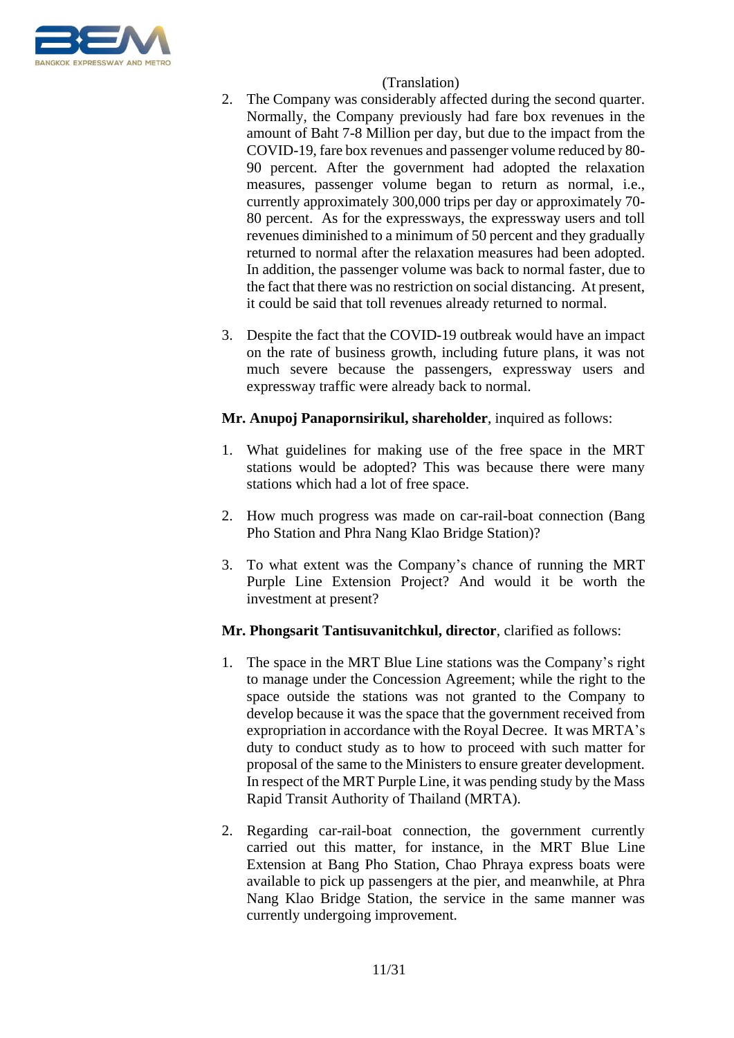(Translation)

2. The Company was considerably affected during the second quarter. Normally, the Company previously had fare box revenues in the amount of Baht 7-8 Million per day, but due to the impact from the COVID-19, fare box revenues and passenger volume reduced by 80-90 percent. After the government had adopted the relaxation measures, passenger volume began to return as normal, i.e., currently approximately 300,000 trips per day or approximately 70-80 percent. As for the expressways, the expressway users and toll revenues diminished to a minimum of 50 percent and they gradually returned to normal after the relaxation measures had been adopted. In addition, the passenger volume was back to normal faster, due to the fact that there was no restriction on social distancing. At present, it could be said that toll revenues already returned to normal.

3. Despite the fact that the COVID-19 outbreak would have an impact on the rate of business growth, including future plans, it was not much severe because the passengers, expressway users and expressway traffic were already back to normal.

**Mr. Anupoj Panapornsirikul, shareholder**, inquired as follows:

1. What guidelines for making use of the free space in the MRT stations would be adopted? This was because there were many stations which had a lot of free space.

2. How much progress was made on car-rail-boat connection (Bang Pho Station and Phra Nang Klao Bridge Station)?

3. To what extent was the Company's chance of running the MRT Purple Line Extension Project? And would it be worth the investment at present?

**Mr. Phongsarit Tantisuvanitchkul, director**, clarified as follows:

1. The space in the MRT Blue Line stations was the Company's right to manage under the Concession Agreement; while the right to the space outside the stations was not granted to the Company to develop because it was the space that the government received from expropriation in accordance with the Royal Decree. It was MRTA's duty to conduct study as to how to proceed with such matter for proposal of the same to the Ministers to ensure greater development. In respect of the MRT Purple Line, it was pending study by the Mass Rapid Transit Authority of Thailand (MRTA).

2. Regarding car-rail-boat connection, the government currently carried out this matter, for instance, in the MRT Blue Line Extension at Bang Pho Station, Chao Phraya express boats were available to pick up passengers at the pier, and meanwhile, at Phra Nang Klao Bridge Station, the service in the same manner was currently undergoing improvement.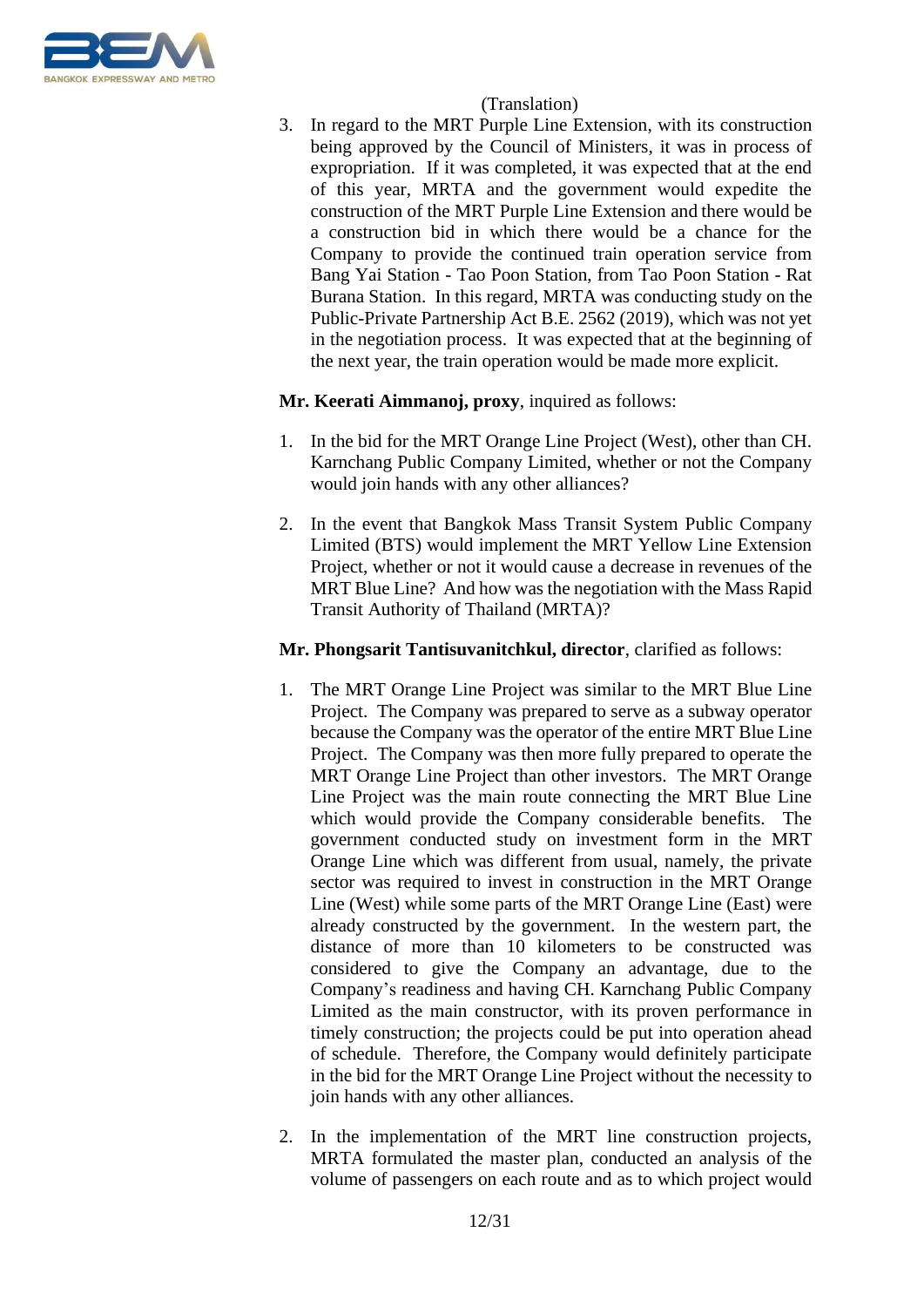(Translation)

3. In regard to the MRT Purple Line Extension, with its construction being approved by the Council of Ministers, it was in process of expropriation. If it was completed, it was expected that at the end of this year, MRTA and the government would expedite the construction of the MRT Purple Line Extension and there would be a construction bid in which there would be a chance for the Company to provide the continued train operation service from Bang Yai Station - Tao Poon Station, from Tao Poon Station - Rat Burana Station. In this regard, MRTA was conducting study on the Public-Private Partnership Act B.E. 2562 (2019), which was not yet in the negotiation process. It was expected that at the beginning of the next year, the train operation would be made more explicit.

**Mr. Keerati Aimmanoj, proxy**, inquired as follows:

1. In the bid for the MRT Orange Line Project (West), other than CH. Karnchang Public Company Limited, whether or not the Company would join hands with any other alliances?

2. In the event that Bangkok Mass Transit System Public Company Limited (BTS) would implement the MRT Yellow Line Extension Project, whether or not it would cause a decrease in revenues of the MRT Blue Line? And how was the negotiation with the Mass Rapid Transit Authority of Thailand (MRTA)?

**Mr. Phongsarit Tantisuvanitchkul, director**, clarified as follows:

1. The MRT Orange Line Project was similar to the MRT Blue Line Project. The Company was prepared to serve as a subway operator because the Company was the operator of the entire MRT Blue Line Project. The Company was then more fully prepared to operate the MRT Orange Line Project than other investors. The MRT Orange Line Project was the main route connecting the MRT Blue Line which would provide the Company considerable benefits. The government conducted study on investment form in the MRT Orange Line which was different from usual, namely, the private sector was required to invest in construction in the MRT Orange Line (West) while some parts of the MRT Orange Line (East) were already constructed by the government. In the western part, the distance of more than 10 kilometers to be constructed was considered to give the Company an advantage, due to the Company's readiness and having CH. Karnchang Public Company Limited as the main constructor, with its proven performance in timely construction; the projects could be put into operation ahead of schedule. Therefore, the Company would definitely participate in the bid for the MRT Orange Line Project without the necessity to join hands with any other alliances.

2. In the implementation of the MRT line construction projects, MRTA formulated the master plan, conducted an analysis of the volume of passengers on each route and as to which project would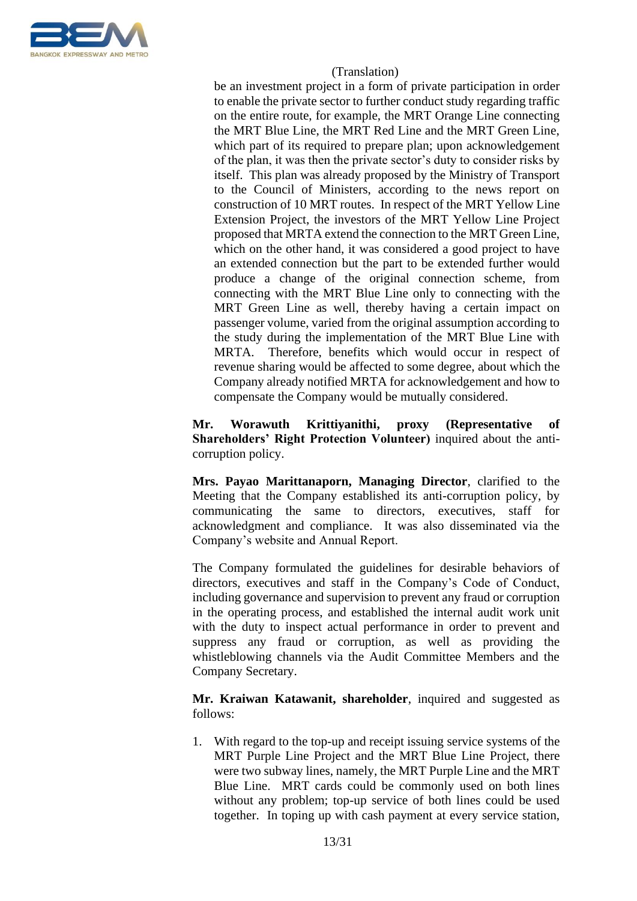(Translation)

be an investment project in a form of private participation in order to enable the private sector to further conduct study regarding traffic on the entire route, for example, the MRT Orange Line connecting the MRT Blue Line, the MRT Red Line and the MRT Green Line, which part of its required to prepare plan; upon acknowledgement of the plan, it was then the private sector's duty to consider risks by itself. This plan was already proposed by the Ministry of Transport to the Council of Ministers, according to the news report on construction of 10 MRT routes. In respect of the MRT Yellow Line Extension Project, the investors of the MRT Yellow Line Project proposed that MRTA extend the connection to the MRT Green Line, which on the other hand, it was considered a good project to have an extended connection but the part to be extended further would produce a change of the original connection scheme, from connecting with the MRT Blue Line only to connecting with the MRT Green Line as well, thereby having a certain impact on passenger volume, varied from the original assumption according to the study during the implementation of the MRT Blue Line with MRTA. Therefore, benefits which would occur in respect of revenue sharing would be affected to some degree, about which the Company already notified MRTA for acknowledgement and how to compensate the Company would be mutually considered.

**Mr. Worawuth Krittiyanithi, proxy (Representative of Shareholders' Right Protection Volunteer)** inquired about the anti-corruption policy.

**Mrs. Payao Marittanaporn, Managing Director**, clarified to the Meeting that the Company established its anti-corruption policy, by communicating the same to directors, executives, staff for acknowledgment and compliance. It was also disseminated via the Company's website and Annual Report.

The Company formulated the guidelines for desirable behaviors of directors, executives and staff in the Company's Code of Conduct, including governance and supervision to prevent any fraud or corruption in the operating process, and established the internal audit work unit with the duty to inspect actual performance in order to prevent and suppress any fraud or corruption, as well as providing the whistleblowing channels via the Audit Committee Members and the Company Secretary.

**Mr. Kraiwan Katawanit, shareholder**, inquired and suggested as follows:

1. With regard to the top-up and receipt issuing service systems of the MRT Purple Line Project and the MRT Blue Line Project, there were two subway lines, namely, the MRT Purple Line and the MRT Blue Line. MRT cards could be commonly used on both lines without any problem; top-up service of both lines could be used together. In toping up with cash payment at every service station,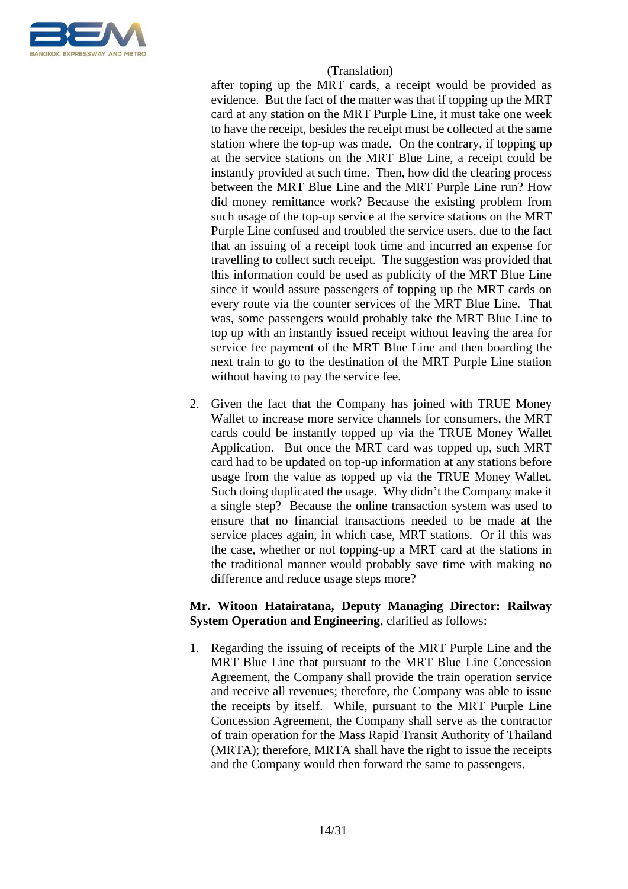(Translation)

after toping up the MRT cards, a receipt would be provided as evidence. But the fact of the matter was that if topping up the MRT card at any station on the MRT Purple Line, it must take one week to have the receipt, besides the receipt must be collected at the same station where the top-up was made. On the contrary, if topping up at the service stations on the MRT Blue Line, a receipt could be instantly provided at such time. Then, how did the clearing process between the MRT Blue Line and the MRT Purple Line run? How did money remittance work? Because the existing problem from such usage of the top-up service at the service stations on the MRT Purple Line confused and troubled the service users, due to the fact that an issuing of a receipt took time and incurred an expense for travelling to collect such receipt. The suggestion was provided that this information could be used as publicity of the MRT Blue Line since it would assure passengers of topping up the MRT cards on every route via the counter services of the MRT Blue Line. That was, some passengers would probably take the MRT Blue Line to top up with an instantly issued receipt without leaving the area for service fee payment of the MRT Blue Line and then boarding the next train to go to the destination of the MRT Purple Line station without having to pay the service fee.

2. Given the fact that the Company has joined with TRUE Money Wallet to increase more service channels for consumers, the MRT cards could be instantly topped up via the TRUE Money Wallet Application. But once the MRT card was topped up, such MRT card had to be updated on top-up information at any stations before usage from the value as topped up via the TRUE Money Wallet. Such doing duplicated the usage. Why didn't the Company make it a single step? Because the online transaction system was used to ensure that no financial transactions needed to be made at the service places again, in which case, MRT stations. Or if this was the case, whether or not topping-up a MRT card at the stations in the traditional manner would probably save time with making no difference and reduce usage steps more?

**Mr. Witoon Hatairatana, Deputy Managing Director: Railway System Operation and Engineering**, clarified as follows:

1. Regarding the issuing of receipts of the MRT Purple Line and the MRT Blue Line that pursuant to the MRT Blue Line Concession Agreement, the Company shall provide the train operation service and receive all revenues; therefore, the Company was able to issue the receipts by itself. While, pursuant to the MRT Purple Line Concession Agreement, the Company shall serve as the contractor of train operation for the Mass Rapid Transit Authority of Thailand (MRTA); therefore, MRTA shall have the right to issue the receipts and the Company would then forward the same to passengers.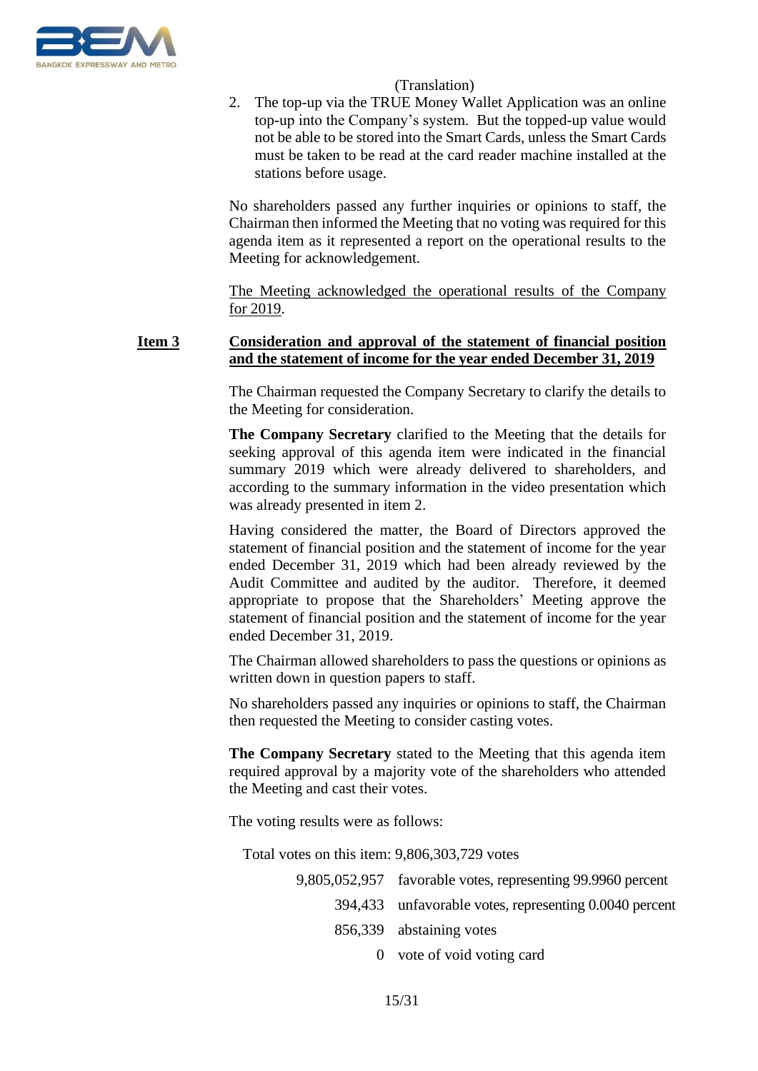(Translation)

2. The top-up via the TRUE Money Wallet Application was an online top-up into the Company's system. But the topped-up value would not be able to be stored into the Smart Cards, unless the Smart Cards must be taken to be read at the card reader machine installed at the stations before usage.

No shareholders passed any further inquiries or opinions to staff, the Chairman then informed the Meeting that no voting was required for this agenda item as it represented a report on the operational results to the Meeting for acknowledgement.

<u>The Meeting acknowledged the operational results of the Company for 2019</u>.

**<u>Item 3</u>** **<u>Consideration and approval of the statement of financial position and the statement of income for the year ended December 31, 2019</u>**

The Chairman requested the Company Secretary to clarify the details to the Meeting for consideration.

**The Company Secretary** clarified to the Meeting that the details for seeking approval of this agenda item were indicated in the financial summary 2019 which were already delivered to shareholders, and according to the summary information in the video presentation which was already presented in item 2.

Having considered the matter, the Board of Directors approved the statement of financial position and the statement of income for the year ended December 31, 2019 which had been already reviewed by the Audit Committee and audited by the auditor. Therefore, it deemed appropriate to propose that the Shareholders' Meeting approve the statement of financial position and the statement of income for the year ended December 31, 2019.

The Chairman allowed shareholders to pass the questions or opinions as written down in question papers to staff.

No shareholders passed any inquiries or opinions to staff, the Chairman then requested the Meeting to consider casting votes.

**The Company Secretary** stated to the Meeting that this agenda item required approval by a majority vote of the shareholders who attended the Meeting and cast their votes.

The voting results were as follows:

Total votes on this item: 9,806,303,729 votes

| | |
|---:|---|
| 9,805,052,957 | favorable votes, representing 99.9960 percent |
| 394,433 | unfavorable votes, representing 0.0040 percent |
| 856,339 | abstaining votes |
| 0 | vote of void voting card |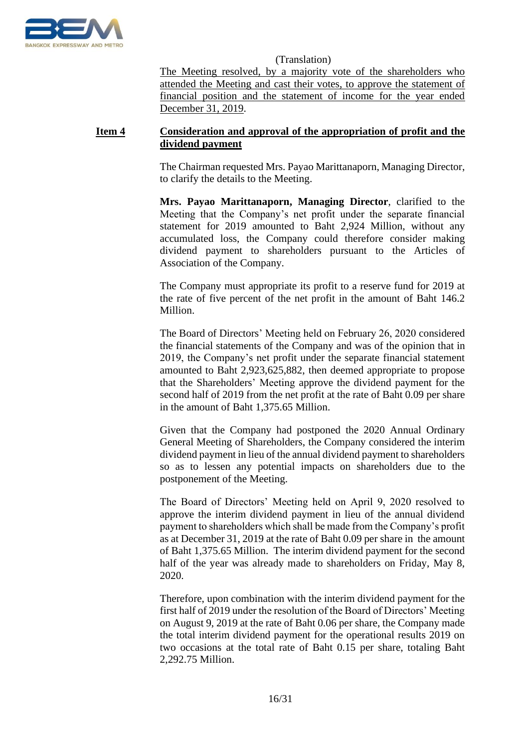(Translation)

<u>The Meeting resolved, by a majority vote of the shareholders who attended the Meeting and cast their votes, to approve the statement of financial position and the statement of income for the year ended December 31, 2019</u>.

**<u>Item 4</u>** **<u>Consideration and approval of the appropriation of profit and the dividend payment</u>**

The Chairman requested Mrs. Payao Marittanaporn, Managing Director, to clarify the details to the Meeting.

**Mrs. Payao Marittanaporn, Managing Director**, clarified to the Meeting that the Company's net profit under the separate financial statement for 2019 amounted to Baht 2,924 Million, without any accumulated loss, the Company could therefore consider making dividend payment to shareholders pursuant to the Articles of Association of the Company.

The Company must appropriate its profit to a reserve fund for 2019 at the rate of five percent of the net profit in the amount of Baht 146.2 Million.

The Board of Directors' Meeting held on February 26, 2020 considered the financial statements of the Company and was of the opinion that in 2019, the Company's net profit under the separate financial statement amounted to Baht 2,923,625,882, then deemed appropriate to propose that the Shareholders' Meeting approve the dividend payment for the second half of 2019 from the net profit at the rate of Baht 0.09 per share in the amount of Baht 1,375.65 Million.

Given that the Company had postponed the 2020 Annual Ordinary General Meeting of Shareholders, the Company considered the interim dividend payment in lieu of the annual dividend payment to shareholders so as to lessen any potential impacts on shareholders due to the postponement of the Meeting.

The Board of Directors' Meeting held on April 9, 2020 resolved to approve the interim dividend payment in lieu of the annual dividend payment to shareholders which shall be made from the Company's profit as at December 31, 2019 at the rate of Baht 0.09 per share in the amount of Baht 1,375.65 Million. The interim dividend payment for the second half of the year was already made to shareholders on Friday, May 8, 2020.

Therefore, upon combination with the interim dividend payment for the first half of 2019 under the resolution of the Board of Directors' Meeting on August 9, 2019 at the rate of Baht 0.06 per share, the Company made the total interim dividend payment for the operational results 2019 on two occasions at the total rate of Baht 0.15 per share, totaling Baht 2,292.75 Million.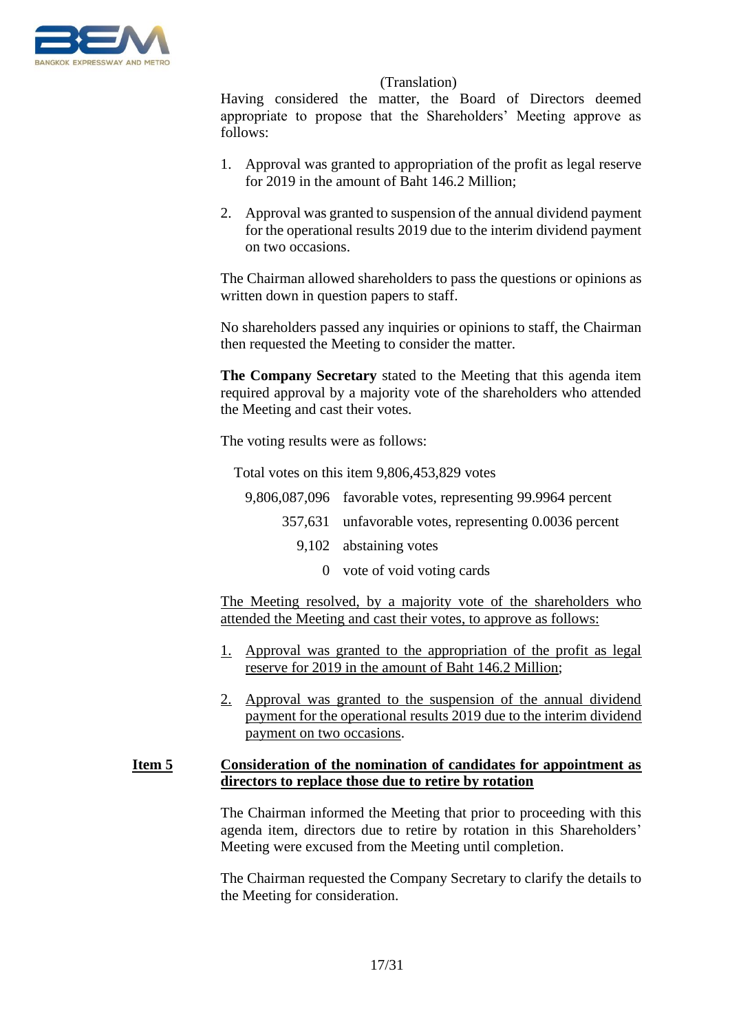(Translation)

Having considered the matter, the Board of Directors deemed appropriate to propose that the Shareholders' Meeting approve as follows:

1. Approval was granted to appropriation of the profit as legal reserve for 2019 in the amount of Baht 146.2 Million;

2. Approval was granted to suspension of the annual dividend payment for the operational results 2019 due to the interim dividend payment on two occasions.

The Chairman allowed shareholders to pass the questions or opinions as written down in question papers to staff.

No shareholders passed any inquiries or opinions to staff, the Chairman then requested the Meeting to consider the matter.

**The Company Secretary** stated to the Meeting that this agenda item required approval by a majority vote of the shareholders who attended the Meeting and cast their votes.

The voting results were as follows:

Total votes on this item 9,806,453,829 votes

| | |
|---|---|
| 9,806,087,096 | favorable votes, representing 99.9964 percent |
| 357,631 | unfavorable votes, representing 0.0036 percent |
| 9,102 | abstaining votes |
| 0 | vote of void voting cards |

<u>The Meeting resolved, by a majority vote of the shareholders who attended the Meeting and cast their votes, to approve as follows:</u>

1. <u>Approval was granted to the appropriation of the profit as legal reserve for 2019 in the amount of Baht 146.2 Million</u>;

2. <u>Approval was granted to the suspension of the annual dividend payment for the operational results 2019 due to the interim dividend payment on two occasions</u>.

**<u>Item 5</u>** **<u>Consideration of the nomination of candidates for appointment as directors to replace those due to retire by rotation</u>**

The Chairman informed the Meeting that prior to proceeding with this agenda item, directors due to retire by rotation in this Shareholders' Meeting were excused from the Meeting until completion.

The Chairman requested the Company Secretary to clarify the details to the Meeting for consideration.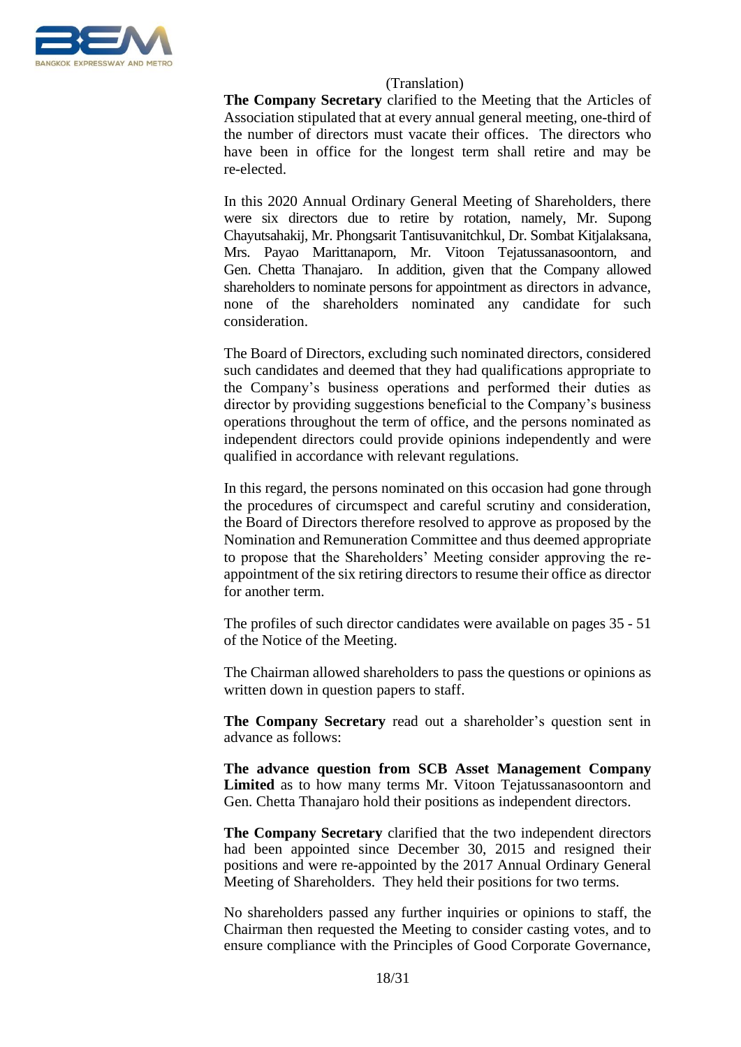(Translation)

**The Company Secretary** clarified to the Meeting that the Articles of Association stipulated that at every annual general meeting, one-third of the number of directors must vacate their offices. The directors who have been in office for the longest term shall retire and may be re-elected.

In this 2020 Annual Ordinary General Meeting of Shareholders, there were six directors due to retire by rotation, namely, Mr. Supong Chayutsahakij, Mr. Phongsarit Tantisuvanitchkul, Dr. Sombat Kitjalaksana, Mrs. Payao Marittanaporn, Mr. Vitoon Tejatussanasoontorn, and Gen. Chetta Thanajaro. In addition, given that the Company allowed shareholders to nominate persons for appointment as directors in advance, none of the shareholders nominated any candidate for such consideration.

The Board of Directors, excluding such nominated directors, considered such candidates and deemed that they had qualifications appropriate to the Company's business operations and performed their duties as director by providing suggestions beneficial to the Company's business operations throughout the term of office, and the persons nominated as independent directors could provide opinions independently and were qualified in accordance with relevant regulations.

In this regard, the persons nominated on this occasion had gone through the procedures of circumspect and careful scrutiny and consideration, the Board of Directors therefore resolved to approve as proposed by the Nomination and Remuneration Committee and thus deemed appropriate to propose that the Shareholders' Meeting consider approving the re-appointment of the six retiring directors to resume their office as director for another term.

The profiles of such director candidates were available on pages 35 - 51 of the Notice of the Meeting.

The Chairman allowed shareholders to pass the questions or opinions as written down in question papers to staff.

**The Company Secretary** read out a shareholder's question sent in advance as follows:

**The advance question from SCB Asset Management Company Limited** as to how many terms Mr. Vitoon Tejatussanasoontorn and Gen. Chetta Thanajaro hold their positions as independent directors.

**The Company Secretary** clarified that the two independent directors had been appointed since December 30, 2015 and resigned their positions and were re-appointed by the 2017 Annual Ordinary General Meeting of Shareholders. They held their positions for two terms.

No shareholders passed any further inquiries or opinions to staff, the Chairman then requested the Meeting to consider casting votes, and to ensure compliance with the Principles of Good Corporate Governance,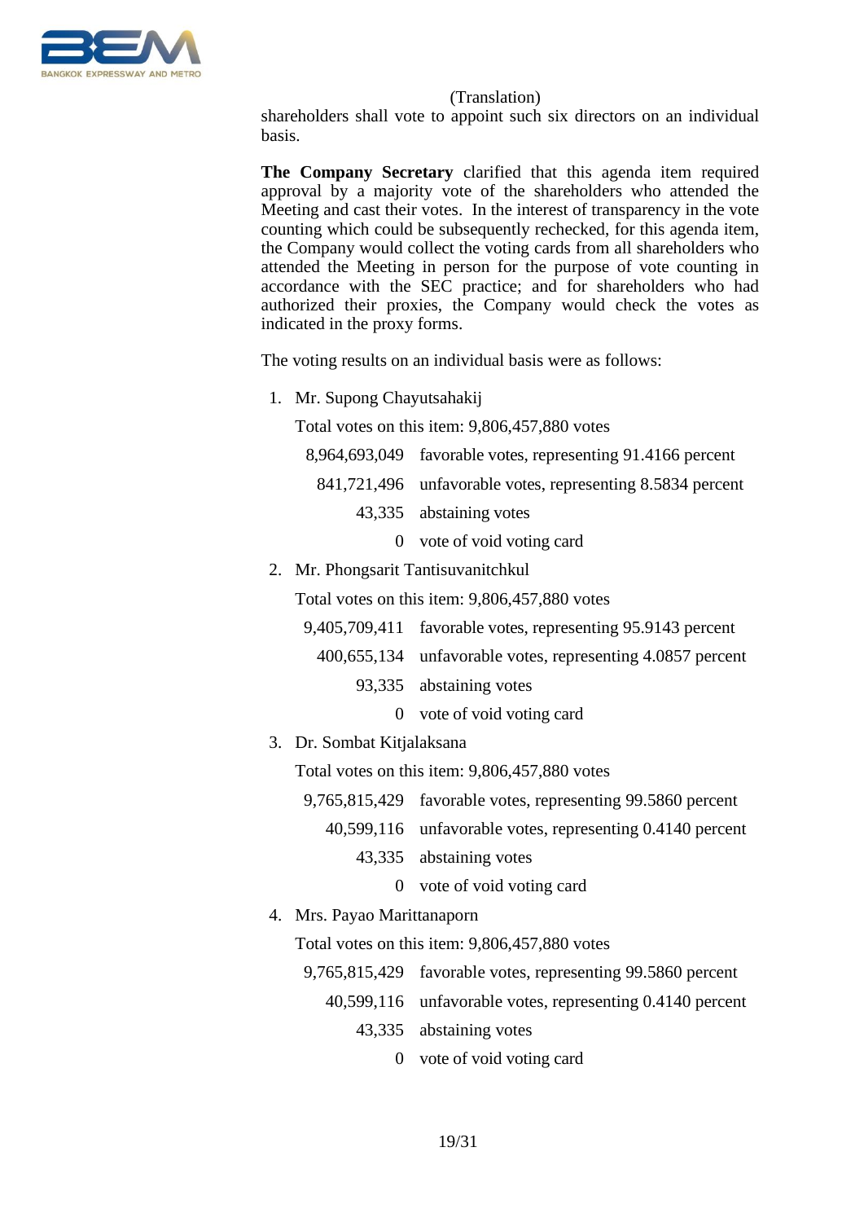(Translation)

shareholders shall vote to appoint such six directors on an individual basis.

**The Company Secretary** clarified that this agenda item required approval by a majority vote of the shareholders who attended the Meeting and cast their votes. In the interest of transparency in the vote counting which could be subsequently rechecked, for this agenda item, the Company would collect the voting cards from all shareholders who attended the Meeting in person for the purpose of vote counting in accordance with the SEC practice; and for shareholders who had authorized their proxies, the Company would check the votes as indicated in the proxy forms.

The voting results on an individual basis were as follows:

1. Mr. Supong Chayutsahakij

   Total votes on this item: 9,806,457,880 votes

   | | |
   |---:|---|
   | 8,964,693,049 | favorable votes, representing 91.4166 percent |
   | 841,721,496 | unfavorable votes, representing 8.5834 percent |
   | 43,335 | abstaining votes |
   | 0 | vote of void voting card |

2. Mr. Phongsarit Tantisuvanitchkul

   Total votes on this item: 9,806,457,880 votes

   | | |
   |---:|---|
   | 9,405,709,411 | favorable votes, representing 95.9143 percent |
   | 400,655,134 | unfavorable votes, representing 4.0857 percent |
   | 93,335 | abstaining votes |
   | 0 | vote of void voting card |

3. Dr. Sombat Kitjalaksana

   Total votes on this item: 9,806,457,880 votes

   | | |
   |---:|---|
   | 9,765,815,429 | favorable votes, representing 99.5860 percent |
   | 40,599,116 | unfavorable votes, representing 0.4140 percent |
   | 43,335 | abstaining votes |
   | 0 | vote of void voting card |

4. Mrs. Payao Marittanaporn

   Total votes on this item: 9,806,457,880 votes

   | | |
   |---:|---|
   | 9,765,815,429 | favorable votes, representing 99.5860 percent |
   | 40,599,116 | unfavorable votes, representing 0.4140 percent |
   | 43,335 | abstaining votes |
   | 0 | vote of void voting card |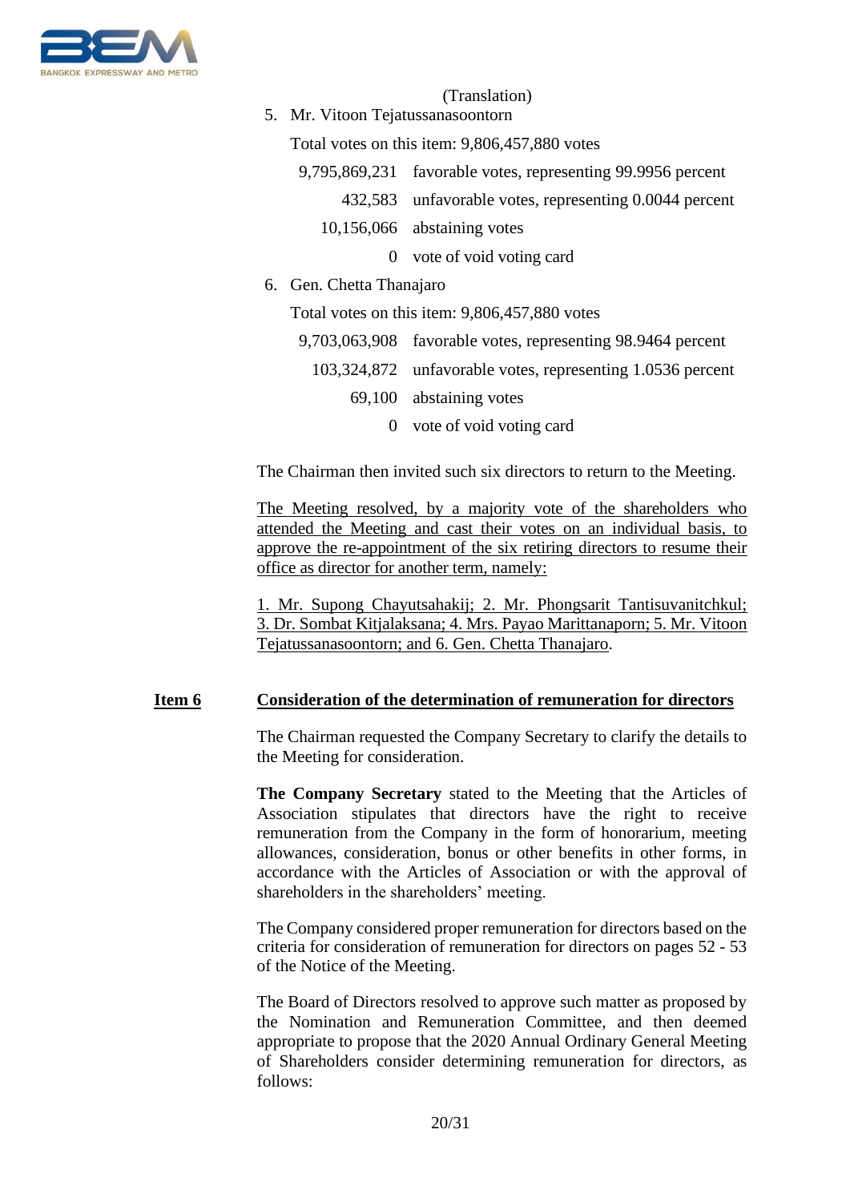(Translation)

5. Mr. Vitoon Tejatussanasoontorn

   Total votes on this item: 9,806,457,880 votes

| | |
|---|---|
| 9,795,869,231 | favorable votes, representing 99.9956 percent |
| 432,583 | unfavorable votes, representing 0.0044 percent |
| 10,156,066 | abstaining votes |
| 0 | vote of void voting card |

6. Gen. Chetta Thanajaro

   Total votes on this item: 9,806,457,880 votes

| | |
|---|---|
| 9,703,063,908 | favorable votes, representing 98.9464 percent |
| 103,324,872 | unfavorable votes, representing 1.0536 percent |
| 69,100 | abstaining votes |
| 0 | vote of void voting card |

The Chairman then invited such six directors to return to the Meeting.

<u>The Meeting resolved, by a majority vote of the shareholders who attended the Meeting and cast their votes on an individual basis, to approve the re-appointment of the six retiring directors to resume their office as director for another term, namely:</u>

<u>1. Mr. Supong Chayutsahakij; 2. Mr. Phongsarit Tantisuvanitchkul; 3. Dr. Sombat Kitjalaksana; 4. Mrs. Payao Marittanaporn; 5. Mr. Vitoon Tejatussanasoontorn; and 6. Gen. Chetta Thanajaro</u>.

**<u>Item 6</u> <u>Consideration of the determination of remuneration for directors</u>**

The Chairman requested the Company Secretary to clarify the details to the Meeting for consideration.

**The Company Secretary** stated to the Meeting that the Articles of Association stipulates that directors have the right to receive remuneration from the Company in the form of honorarium, meeting allowances, consideration, bonus or other benefits in other forms, in accordance with the Articles of Association or with the approval of shareholders in the shareholders' meeting.

The Company considered proper remuneration for directors based on the criteria for consideration of remuneration for directors on pages 52 - 53 of the Notice of the Meeting.

The Board of Directors resolved to approve such matter as proposed by the Nomination and Remuneration Committee, and then deemed appropriate to propose that the 2020 Annual Ordinary General Meeting of Shareholders consider determining remuneration for directors, as follows: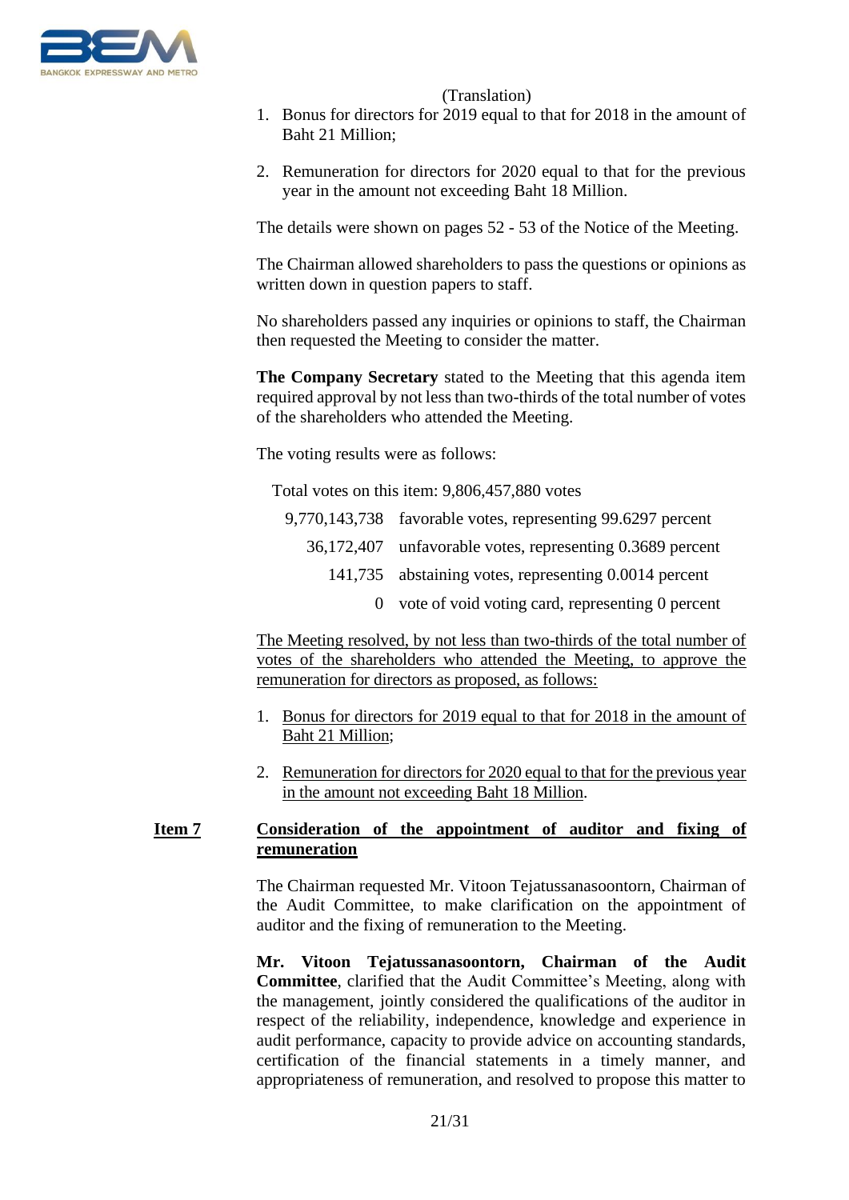(Translation)

1. Bonus for directors for 2019 equal to that for 2018 in the amount of Baht 21 Million;

2. Remuneration for directors for 2020 equal to that for the previous year in the amount not exceeding Baht 18 Million.

The details were shown on pages 52 - 53 of the Notice of the Meeting.

The Chairman allowed shareholders to pass the questions or opinions as written down in question papers to staff.

No shareholders passed any inquiries or opinions to staff, the Chairman then requested the Meeting to consider the matter.

**The Company Secretary** stated to the Meeting that this agenda item required approval by not less than two-thirds of the total number of votes of the shareholders who attended the Meeting.

The voting results were as follows:

Total votes on this item: 9,806,457,880 votes

| | |
|---:|---|
| 9,770,143,738 | favorable votes, representing 99.6297 percent |
| 36,172,407 | unfavorable votes, representing 0.3689 percent |
| 141,735 | abstaining votes, representing 0.0014 percent |
| 0 | vote of void voting card, representing 0 percent |

<u>The Meeting resolved, by not less than two-thirds of the total number of votes of the shareholders who attended the Meeting, to approve the remuneration for directors as proposed, as follows:</u>

1. <u>Bonus for directors for 2019 equal to that for 2018 in the amount of Baht 21 Million</u>;

2. <u>Remuneration for directors for 2020 equal to that for the previous year in the amount not exceeding Baht 18 Million</u>.

## <u>Item 7</u> <u>Consideration of the appointment of auditor and fixing of remuneration</u>

The Chairman requested Mr. Vitoon Tejatussanasoontorn, Chairman of the Audit Committee, to make clarification on the appointment of auditor and the fixing of remuneration to the Meeting.

**Mr. Vitoon Tejatussanasoontorn, Chairman of the Audit Committee**, clarified that the Audit Committee's Meeting, along with the management, jointly considered the qualifications of the auditor in respect of the reliability, independence, knowledge and experience in audit performance, capacity to provide advice on accounting standards, certification of the financial statements in a timely manner, and appropriateness of remuneration, and resolved to propose this matter to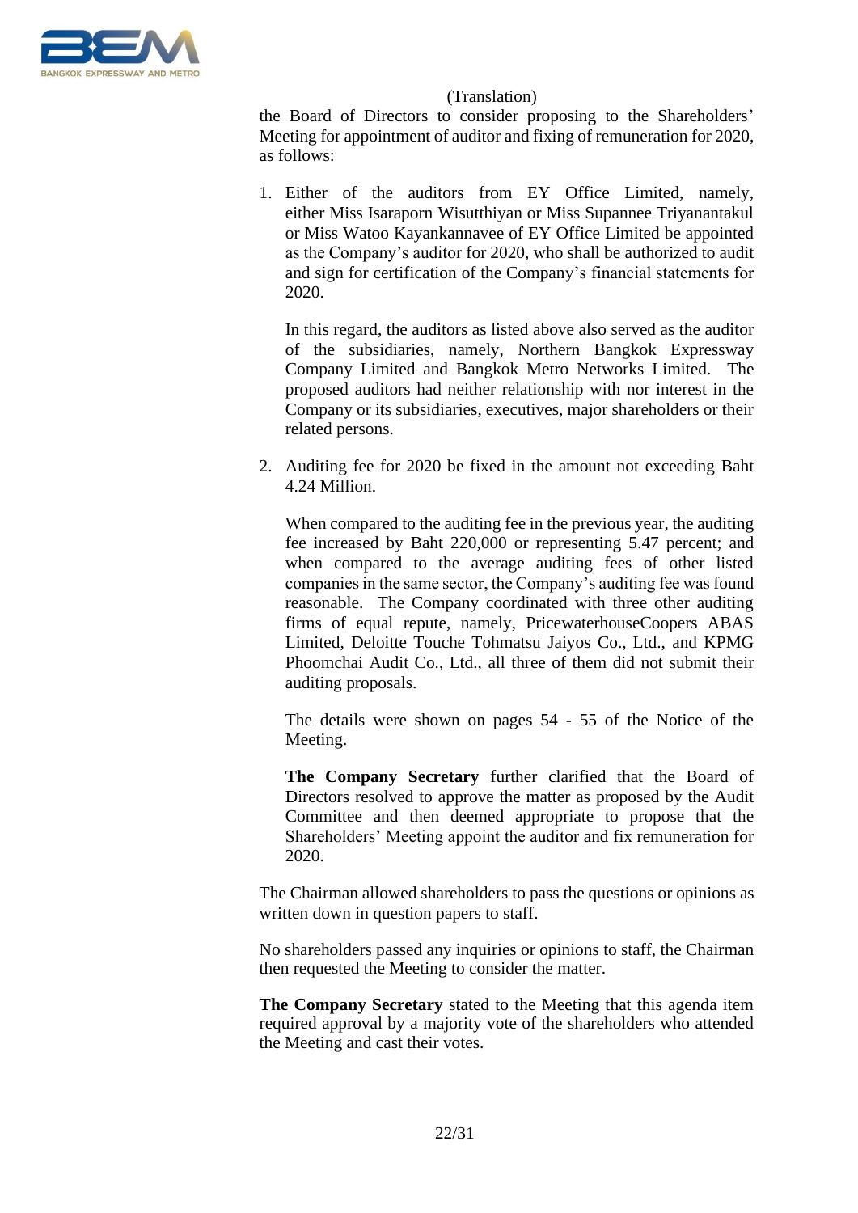(Translation)

the Board of Directors to consider proposing to the Shareholders' Meeting for appointment of auditor and fixing of remuneration for 2020, as follows:

1. Either of the auditors from EY Office Limited, namely, either Miss Isaraporn Wisutthiyan or Miss Supannee Triyanantakul or Miss Watoo Kayankannavee of EY Office Limited be appointed as the Company's auditor for 2020, who shall be authorized to audit and sign for certification of the Company's financial statements for 2020.

   In this regard, the auditors as listed above also served as the auditor of the subsidiaries, namely, Northern Bangkok Expressway Company Limited and Bangkok Metro Networks Limited. The proposed auditors had neither relationship with nor interest in the Company or its subsidiaries, executives, major shareholders or their related persons.

2. Auditing fee for 2020 be fixed in the amount not exceeding Baht 4.24 Million.

   When compared to the auditing fee in the previous year, the auditing fee increased by Baht 220,000 or representing 5.47 percent; and when compared to the average auditing fees of other listed companies in the same sector, the Company's auditing fee was found reasonable. The Company coordinated with three other auditing firms of equal repute, namely, PricewaterhouseCoopers ABAS Limited, Deloitte Touche Tohmatsu Jaiyos Co., Ltd., and KPMG Phoomchai Audit Co., Ltd., all three of them did not submit their auditing proposals.

   The details were shown on pages 54 - 55 of the Notice of the Meeting.

   **The Company Secretary** further clarified that the Board of Directors resolved to approve the matter as proposed by the Audit Committee and then deemed appropriate to propose that the Shareholders' Meeting appoint the auditor and fix remuneration for 2020.

The Chairman allowed shareholders to pass the questions or opinions as written down in question papers to staff.

No shareholders passed any inquiries or opinions to staff, the Chairman then requested the Meeting to consider the matter.

**The Company Secretary** stated to the Meeting that this agenda item required approval by a majority vote of the shareholders who attended the Meeting and cast their votes.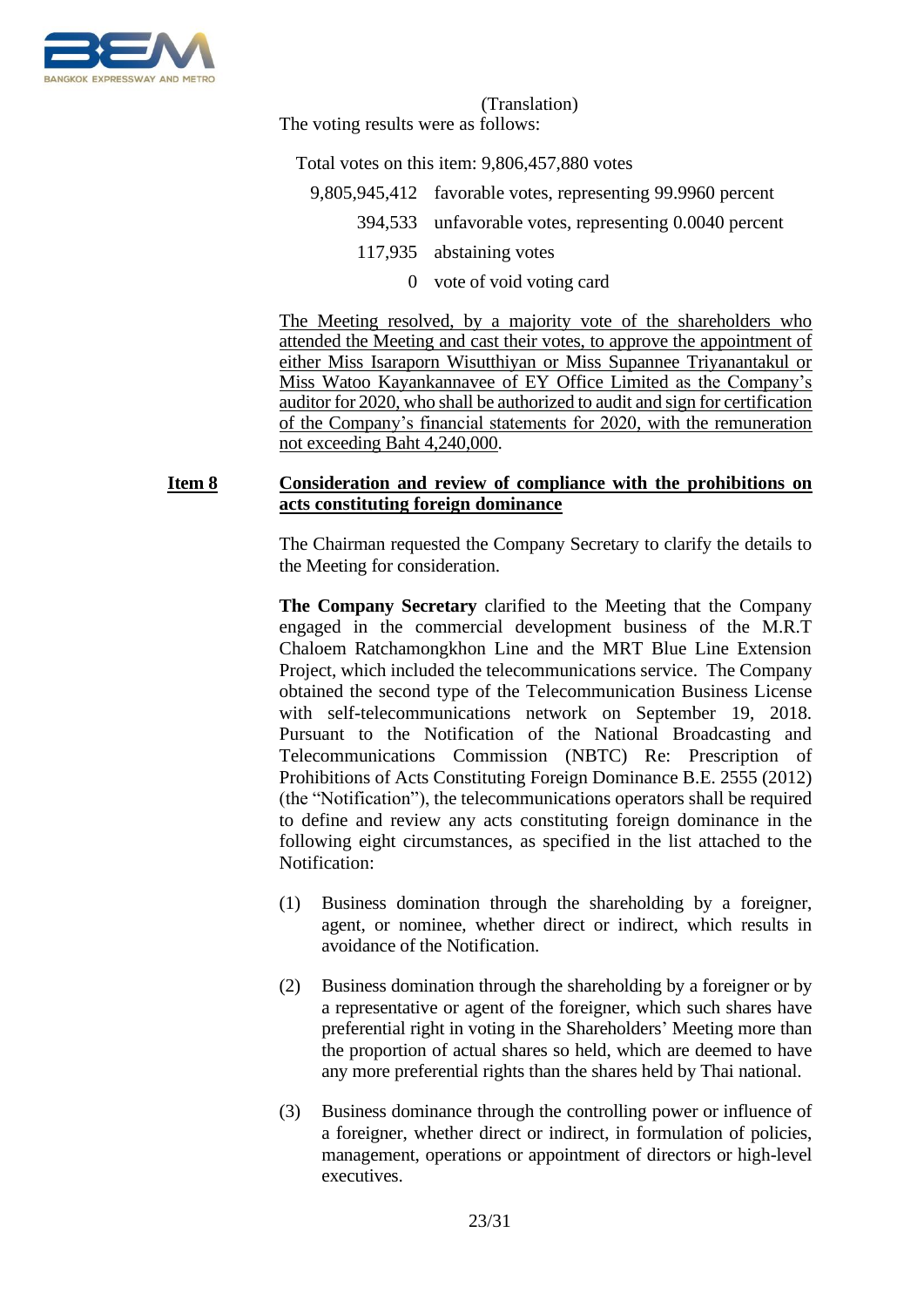(Translation)

The voting results were as follows:

Total votes on this item: 9,806,457,880 votes

| | |
|---|---|
| 9,805,945,412 | favorable votes, representing 99.9960 percent |
| 394,533 | unfavorable votes, representing 0.0040 percent |
| 117,935 | abstaining votes |
| 0 | vote of void voting card |

The Meeting resolved, by a majority vote of the shareholders who attended the Meeting and cast their votes, to approve the appointment of either Miss Isaraporn Wisutthiyan or Miss Supannee Triyanantakul or Miss Watoo Kayankannavee of EY Office Limited as the Company's auditor for 2020, who shall be authorized to audit and sign for certification of the Company's financial statements for 2020, with the remuneration not exceeding Baht 4,240,000.

**Item 8 Consideration and review of compliance with the prohibitions on acts constituting foreign dominance**

The Chairman requested the Company Secretary to clarify the details to the Meeting for consideration.

**The Company Secretary** clarified to the Meeting that the Company engaged in the commercial development business of the M.R.T Chaloem Ratchamongkhon Line and the MRT Blue Line Extension Project, which included the telecommunications service. The Company obtained the second type of the Telecommunication Business License with self-telecommunications network on September 19, 2018. Pursuant to the Notification of the National Broadcasting and Telecommunications Commission (NBTC) Re: Prescription of Prohibitions of Acts Constituting Foreign Dominance B.E. 2555 (2012) (the "Notification"), the telecommunications operators shall be required to define and review any acts constituting foreign dominance in the following eight circumstances, as specified in the list attached to the Notification:

(1) Business domination through the shareholding by a foreigner, agent, or nominee, whether direct or indirect, which results in avoidance of the Notification.

(2) Business domination through the shareholding by a foreigner or by a representative or agent of the foreigner, which such shares have preferential right in voting in the Shareholders' Meeting more than the proportion of actual shares so held, which are deemed to have any more preferential rights than the shares held by Thai national.

(3) Business dominance through the controlling power or influence of a foreigner, whether direct or indirect, in formulation of policies, management, operations or appointment of directors or high-level executives.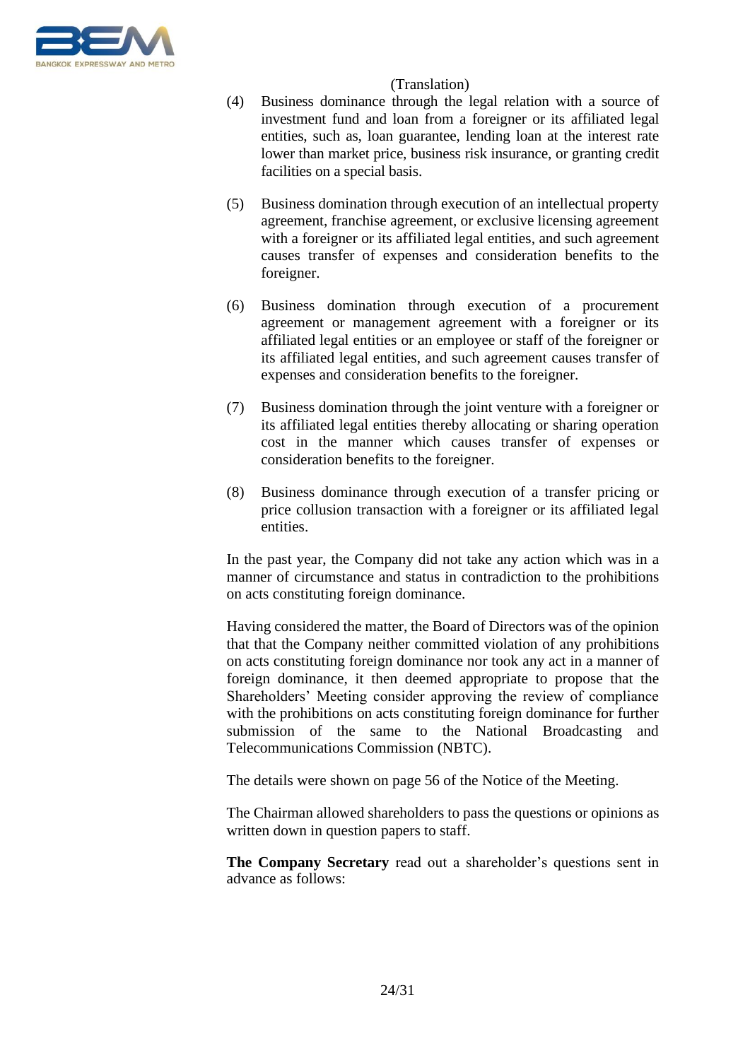(Translation)

(4) Business dominance through the legal relation with a source of investment fund and loan from a foreigner or its affiliated legal entities, such as, loan guarantee, lending loan at the interest rate lower than market price, business risk insurance, or granting credit facilities on a special basis.

(5) Business domination through execution of an intellectual property agreement, franchise agreement, or exclusive licensing agreement with a foreigner or its affiliated legal entities, and such agreement causes transfer of expenses and consideration benefits to the foreigner.

(6) Business domination through execution of a procurement agreement or management agreement with a foreigner or its affiliated legal entities or an employee or staff of the foreigner or its affiliated legal entities, and such agreement causes transfer of expenses and consideration benefits to the foreigner.

(7) Business domination through the joint venture with a foreigner or its affiliated legal entities thereby allocating or sharing operation cost in the manner which causes transfer of expenses or consideration benefits to the foreigner.

(8) Business dominance through execution of a transfer pricing or price collusion transaction with a foreigner or its affiliated legal entities.

In the past year, the Company did not take any action which was in a manner of circumstance and status in contradiction to the prohibitions on acts constituting foreign dominance.

Having considered the matter, the Board of Directors was of the opinion that that the Company neither committed violation of any prohibitions on acts constituting foreign dominance nor took any act in a manner of foreign dominance, it then deemed appropriate to propose that the Shareholders' Meeting consider approving the review of compliance with the prohibitions on acts constituting foreign dominance for further submission of the same to the National Broadcasting and Telecommunications Commission (NBTC).

The details were shown on page 56 of the Notice of the Meeting.

The Chairman allowed shareholders to pass the questions or opinions as written down in question papers to staff.

**The Company Secretary** read out a shareholder's questions sent in advance as follows: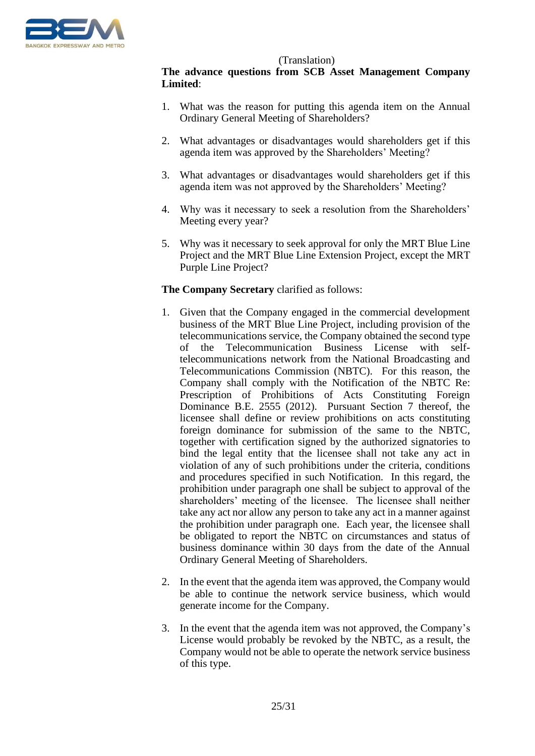(Translation)

**The advance questions from SCB Asset Management Company Limited**:

1. What was the reason for putting this agenda item on the Annual Ordinary General Meeting of Shareholders?

2. What advantages or disadvantages would shareholders get if this agenda item was approved by the Shareholders' Meeting?

3. What advantages or disadvantages would shareholders get if this agenda item was not approved by the Shareholders' Meeting?

4. Why was it necessary to seek a resolution from the Shareholders' Meeting every year?

5. Why was it necessary to seek approval for only the MRT Blue Line Project and the MRT Blue Line Extension Project, except the MRT Purple Line Project?

**The Company Secretary** clarified as follows:

1. Given that the Company engaged in the commercial development business of the MRT Blue Line Project, including provision of the telecommunications service, the Company obtained the second type of the Telecommunication Business License with self-telecommunications network from the National Broadcasting and Telecommunications Commission (NBTC). For this reason, the Company shall comply with the Notification of the NBTC Re: Prescription of Prohibitions of Acts Constituting Foreign Dominance B.E. 2555 (2012). Pursuant Section 7 thereof, the licensee shall define or review prohibitions on acts constituting foreign dominance for submission of the same to the NBTC, together with certification signed by the authorized signatories to bind the legal entity that the licensee shall not take any act in violation of any of such prohibitions under the criteria, conditions and procedures specified in such Notification. In this regard, the prohibition under paragraph one shall be subject to approval of the shareholders' meeting of the licensee. The licensee shall neither take any act nor allow any person to take any act in a manner against the prohibition under paragraph one. Each year, the licensee shall be obligated to report the NBTC on circumstances and status of business dominance within 30 days from the date of the Annual Ordinary General Meeting of Shareholders.

2. In the event that the agenda item was approved, the Company would be able to continue the network service business, which would generate income for the Company.

3. In the event that the agenda item was not approved, the Company's License would probably be revoked by the NBTC, as a result, the Company would not be able to operate the network service business of this type.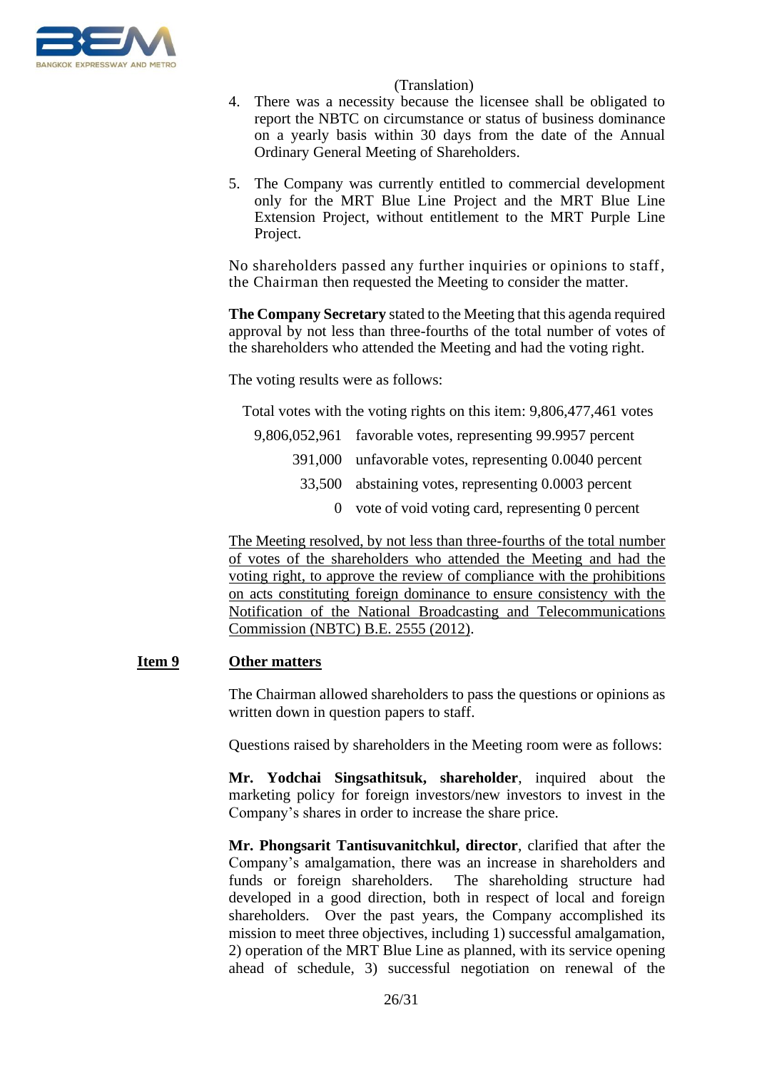(Translation)

4. There was a necessity because the licensee shall be obligated to report the NBTC on circumstance or status of business dominance on a yearly basis within 30 days from the date of the Annual Ordinary General Meeting of Shareholders.

5. The Company was currently entitled to commercial development only for the MRT Blue Line Project and the MRT Blue Line Extension Project, without entitlement to the MRT Purple Line Project.

No shareholders passed any further inquiries or opinions to staff, the Chairman then requested the Meeting to consider the matter.

**The Company Secretary** stated to the Meeting that this agenda required approval by not less than three-fourths of the total number of votes of the shareholders who attended the Meeting and had the voting right.

The voting results were as follows:

Total votes with the voting rights on this item: 9,806,477,461 votes

| | |
|---:|---|
| 9,806,052,961 | favorable votes, representing 99.9957 percent |
| 391,000 | unfavorable votes, representing 0.0040 percent |
| 33,500 | abstaining votes, representing 0.0003 percent |
| 0 | vote of void voting card, representing 0 percent |

<u>The Meeting resolved, by not less than three-fourths of the total number of votes of the shareholders who attended the Meeting and had the voting right, to approve the review of compliance with the prohibitions on acts constituting foreign dominance to ensure consistency with the Notification of the National Broadcasting and Telecommunications Commission (NBTC) B.E. 2555 (2012).</u>

## Item 9 Other matters

The Chairman allowed shareholders to pass the questions or opinions as written down in question papers to staff.

Questions raised by shareholders in the Meeting room were as follows:

**Mr. Yodchai Singsathitsuk, shareholder**, inquired about the marketing policy for foreign investors/new investors to invest in the Company's shares in order to increase the share price.

**Mr. Phongsarit Tantisuvanitchkul, director**, clarified that after the Company's amalgamation, there was an increase in shareholders and funds or foreign shareholders. The shareholding structure had developed in a good direction, both in respect of local and foreign shareholders. Over the past years, the Company accomplished its mission to meet three objectives, including 1) successful amalgamation, 2) operation of the MRT Blue Line as planned, with its service opening ahead of schedule, 3) successful negotiation on renewal of the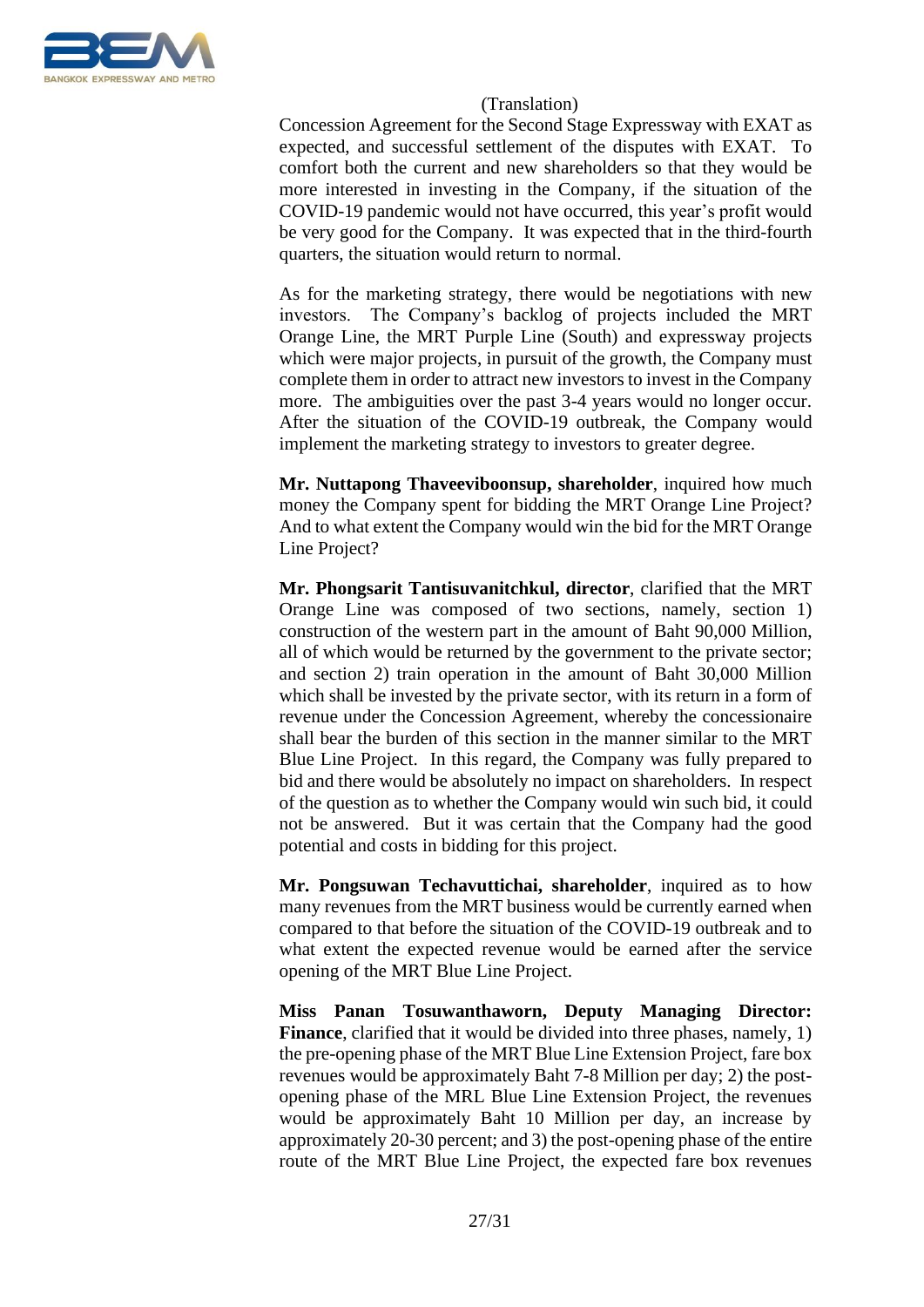(Translation)

Concession Agreement for the Second Stage Expressway with EXAT as expected, and successful settlement of the disputes with EXAT. To comfort both the current and new shareholders so that they would be more interested in investing in the Company, if the situation of the COVID-19 pandemic would not have occurred, this year's profit would be very good for the Company. It was expected that in the third-fourth quarters, the situation would return to normal.

As for the marketing strategy, there would be negotiations with new investors. The Company's backlog of projects included the MRT Orange Line, the MRT Purple Line (South) and expressway projects which were major projects, in pursuit of the growth, the Company must complete them in order to attract new investors to invest in the Company more. The ambiguities over the past 3-4 years would no longer occur. After the situation of the COVID-19 outbreak, the Company would implement the marketing strategy to investors to greater degree.

**Mr. Nuttapong Thaveeviboonsup, shareholder**, inquired how much money the Company spent for bidding the MRT Orange Line Project? And to what extent the Company would win the bid for the MRT Orange Line Project?

**Mr. Phongsarit Tantisuvanitchkul, director**, clarified that the MRT Orange Line was composed of two sections, namely, section 1) construction of the western part in the amount of Baht 90,000 Million, all of which would be returned by the government to the private sector; and section 2) train operation in the amount of Baht 30,000 Million which shall be invested by the private sector, with its return in a form of revenue under the Concession Agreement, whereby the concessionaire shall bear the burden of this section in the manner similar to the MRT Blue Line Project. In this regard, the Company was fully prepared to bid and there would be absolutely no impact on shareholders. In respect of the question as to whether the Company would win such bid, it could not be answered. But it was certain that the Company had the good potential and costs in bidding for this project.

**Mr. Pongsuwan Techavuttichai, shareholder**, inquired as to how many revenues from the MRT business would be currently earned when compared to that before the situation of the COVID-19 outbreak and to what extent the expected revenue would be earned after the service opening of the MRT Blue Line Project.

**Miss Panan Tosuwanthaworn, Deputy Managing Director: Finance**, clarified that it would be divided into three phases, namely, 1) the pre-opening phase of the MRT Blue Line Extension Project, fare box revenues would be approximately Baht 7-8 Million per day; 2) the post-opening phase of the MRL Blue Line Extension Project, the revenues would be approximately Baht 10 Million per day, an increase by approximately 20-30 percent; and 3) the post-opening phase of the entire route of the MRT Blue Line Project, the expected fare box revenues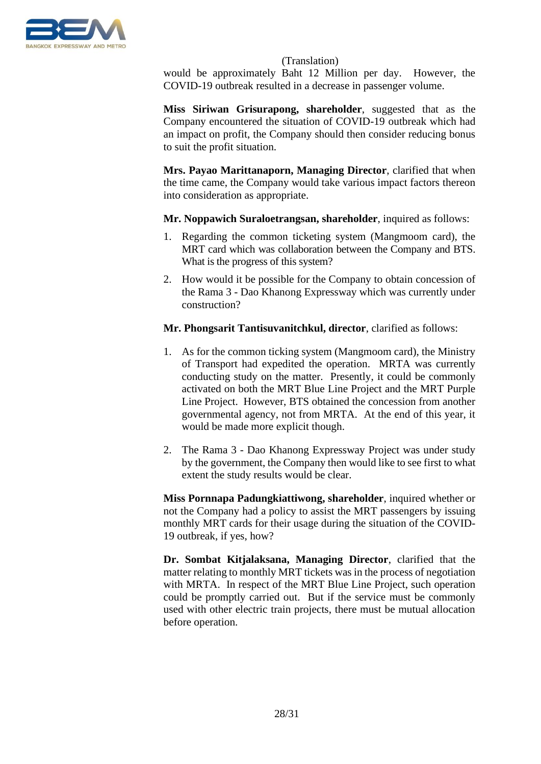(Translation)

would be approximately Baht 12 Million per day. However, the COVID-19 outbreak resulted in a decrease in passenger volume.

**Miss Siriwan Grisurapong, shareholder**, suggested that as the Company encountered the situation of COVID-19 outbreak which had an impact on profit, the Company should then consider reducing bonus to suit the profit situation.

**Mrs. Payao Marittanaporn, Managing Director**, clarified that when the time came, the Company would take various impact factors thereon into consideration as appropriate.

**Mr. Noppawich Suraloetrangsan, shareholder**, inquired as follows:

1. Regarding the common ticketing system (Mangmoom card), the MRT card which was collaboration between the Company and BTS. What is the progress of this system?
2. How would it be possible for the Company to obtain concession of the Rama 3 - Dao Khanong Expressway which was currently under construction?

**Mr. Phongsarit Tantisuvanitchkul, director**, clarified as follows:

1. As for the common ticking system (Mangmoom card), the Ministry of Transport had expedited the operation. MRTA was currently conducting study on the matter. Presently, it could be commonly activated on both the MRT Blue Line Project and the MRT Purple Line Project. However, BTS obtained the concession from another governmental agency, not from MRTA. At the end of this year, it would be made more explicit though.

2. The Rama 3 - Dao Khanong Expressway Project was under study by the government, the Company then would like to see first to what extent the study results would be clear.

**Miss Pornnapa Padungkiattiwong, shareholder**, inquired whether or not the Company had a policy to assist the MRT passengers by issuing monthly MRT cards for their usage during the situation of the COVID-19 outbreak, if yes, how?

**Dr. Sombat Kitjalaksana, Managing Director**, clarified that the matter relating to monthly MRT tickets was in the process of negotiation with MRTA. In respect of the MRT Blue Line Project, such operation could be promptly carried out. But if the service must be commonly used with other electric train projects, there must be mutual allocation before operation.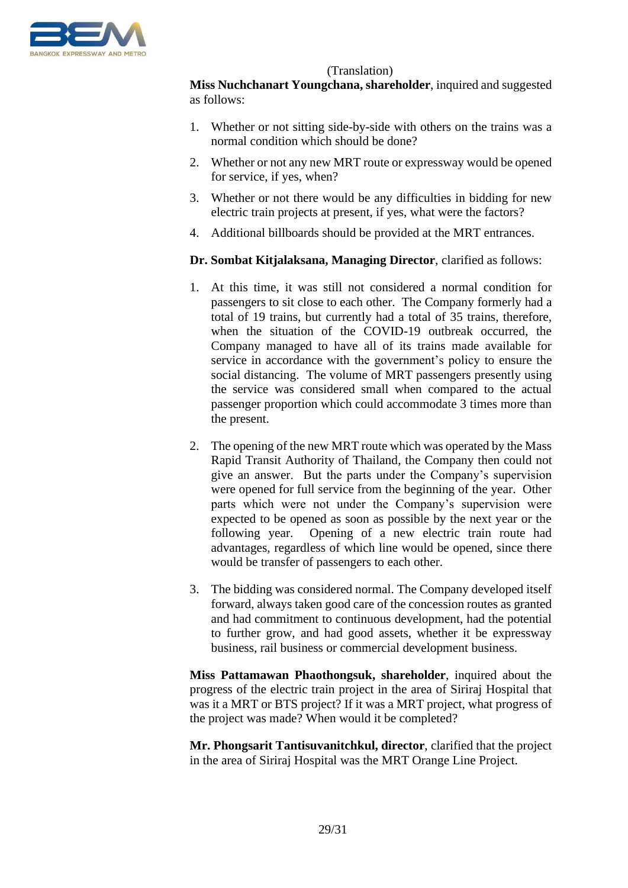(Translation)

**Miss Nuchchanart Youngchana, shareholder**, inquired and suggested as follows:

1. Whether or not sitting side-by-side with others on the trains was a normal condition which should be done?
2. Whether or not any new MRT route or expressway would be opened for service, if yes, when?
3. Whether or not there would be any difficulties in bidding for new electric train projects at present, if yes, what were the factors?
4. Additional billboards should be provided at the MRT entrances.

**Dr. Sombat Kitjalaksana, Managing Director**, clarified as follows:

1. At this time, it was still not considered a normal condition for passengers to sit close to each other. The Company formerly had a total of 19 trains, but currently had a total of 35 trains, therefore, when the situation of the COVID-19 outbreak occurred, the Company managed to have all of its trains made available for service in accordance with the government's policy to ensure the social distancing. The volume of MRT passengers presently using the service was considered small when compared to the actual passenger proportion which could accommodate 3 times more than the present.

2. The opening of the new MRT route which was operated by the Mass Rapid Transit Authority of Thailand, the Company then could not give an answer. But the parts under the Company's supervision were opened for full service from the beginning of the year. Other parts which were not under the Company's supervision were expected to be opened as soon as possible by the next year or the following year. Opening of a new electric train route had advantages, regardless of which line would be opened, since there would be transfer of passengers to each other.

3. The bidding was considered normal. The Company developed itself forward, always taken good care of the concession routes as granted and had commitment to continuous development, had the potential to further grow, and had good assets, whether it be expressway business, rail business or commercial development business.

**Miss Pattamawan Phaothongsuk, shareholder**, inquired about the progress of the electric train project in the area of Siriraj Hospital that was it a MRT or BTS project? If it was a MRT project, what progress of the project was made? When would it be completed?

**Mr. Phongsarit Tantisuvanitchkul, director**, clarified that the project in the area of Siriraj Hospital was the MRT Orange Line Project.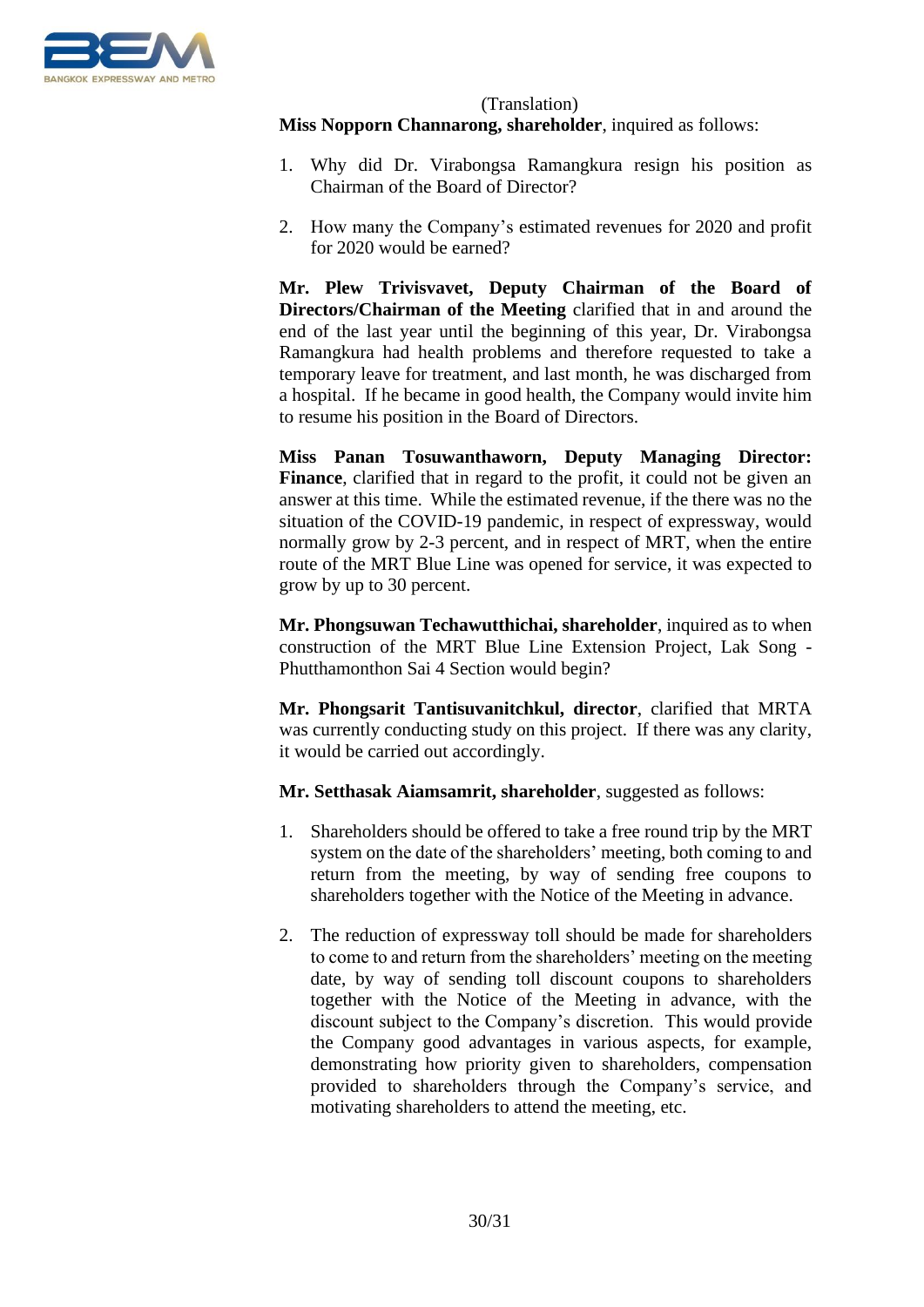(Translation)

**Miss Nopporn Channarong, shareholder**, inquired as follows:

1. Why did Dr. Virabongsa Ramangkura resign his position as Chairman of the Board of Director?

2. How many the Company's estimated revenues for 2020 and profit for 2020 would be earned?

**Mr. Plew Trivisvavet, Deputy Chairman of the Board of Directors/Chairman of the Meeting** clarified that in and around the end of the last year until the beginning of this year, Dr. Virabongsa Ramangkura had health problems and therefore requested to take a temporary leave for treatment, and last month, he was discharged from a hospital. If he became in good health, the Company would invite him to resume his position in the Board of Directors.

**Miss Panan Tosuwanthaworn, Deputy Managing Director: Finance**, clarified that in regard to the profit, it could not be given an answer at this time. While the estimated revenue, if the there was no the situation of the COVID-19 pandemic, in respect of expressway, would normally grow by 2-3 percent, and in respect of MRT, when the entire route of the MRT Blue Line was opened for service, it was expected to grow by up to 30 percent.

**Mr. Phongsuwan Techawutthichai, shareholder**, inquired as to when construction of the MRT Blue Line Extension Project, Lak Song - Phutthamonthon Sai 4 Section would begin?

**Mr. Phongsarit Tantisuvanitchkul, director**, clarified that MRTA was currently conducting study on this project. If there was any clarity, it would be carried out accordingly.

**Mr. Setthasak Aiamsamrit, shareholder**, suggested as follows:

1. Shareholders should be offered to take a free round trip by the MRT system on the date of the shareholders' meeting, both coming to and return from the meeting, by way of sending free coupons to shareholders together with the Notice of the Meeting in advance.

2. The reduction of expressway toll should be made for shareholders to come to and return from the shareholders' meeting on the meeting date, by way of sending toll discount coupons to shareholders together with the Notice of the Meeting in advance, with the discount subject to the Company's discretion. This would provide the Company good advantages in various aspects, for example, demonstrating how priority given to shareholders, compensation provided to shareholders through the Company's service, and motivating shareholders to attend the meeting, etc.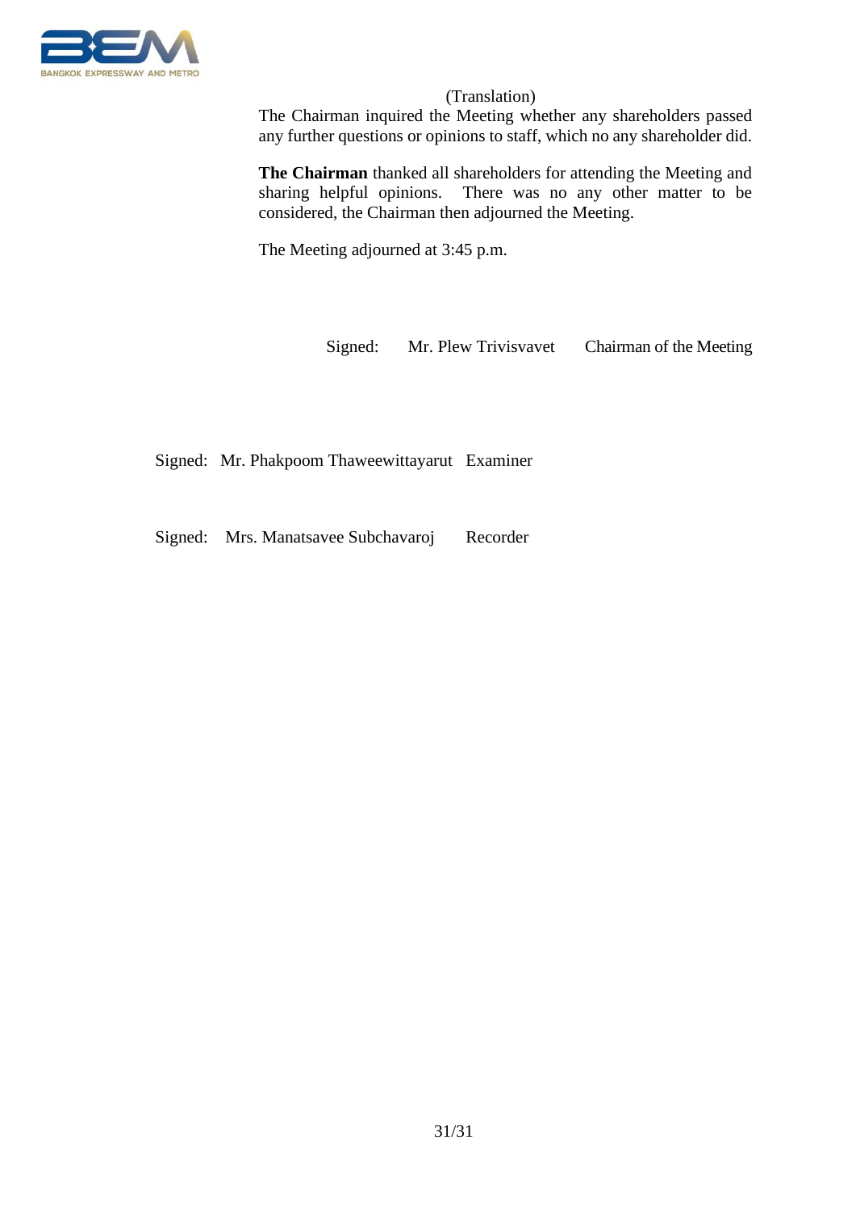(Translation)

The Chairman inquired the Meeting whether any shareholders passed any further questions or opinions to staff, which no any shareholder did.

**The Chairman** thanked all shareholders for attending the Meeting and sharing helpful opinions. There was no any other matter to be considered, the Chairman then adjourned the Meeting.

The Meeting adjourned at 3:45 p.m.

Signed: Mr. Plew Trivisvavet Chairman of the Meeting

Signed: Mr. Phakpoom Thaweewittayarut Examiner

Signed: Mrs. Manatsavee Subchavaroj Recorder